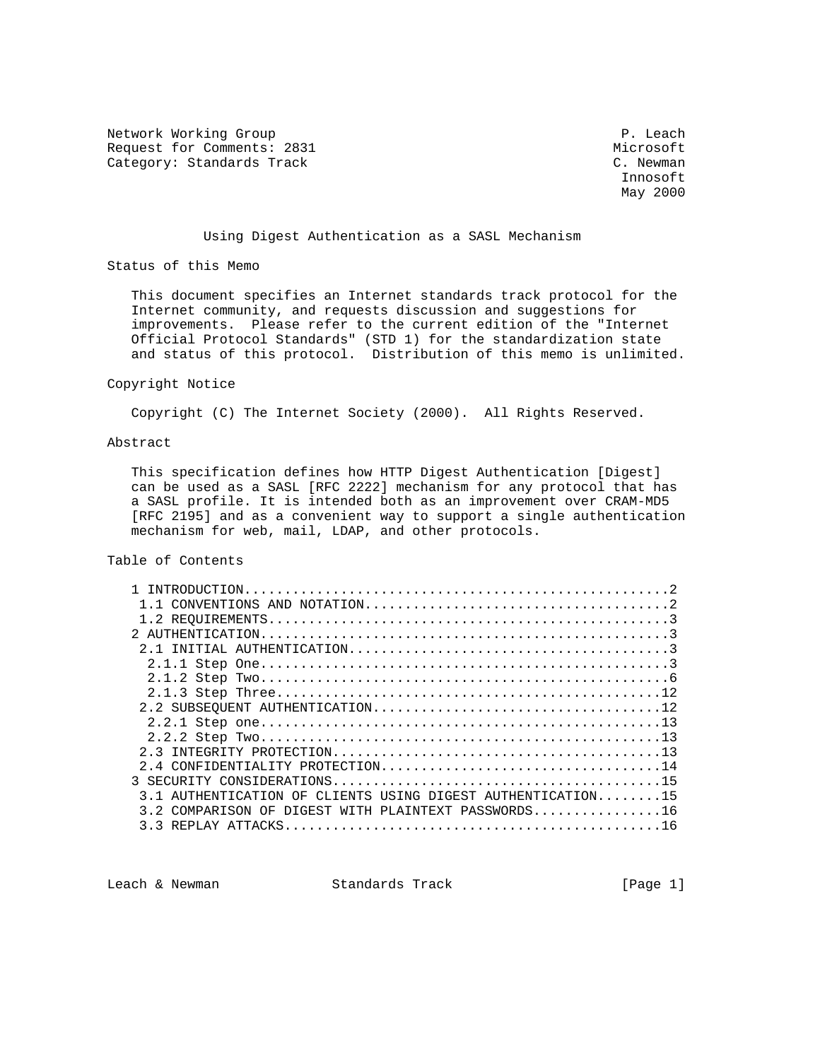Network Working Group P. Leach
Request for Comments: 2831 Microsoft
Category: Standards Track C. Newman
Innosoft
May 2000

# Using Digest Authentication as a SASL Mechanism

## Status of this Memo

This document specifies an Internet standards track protocol for the Internet community, and requests discussion and suggestions for improvements. Please refer to the current edition of the "Internet Official Protocol Standards" (STD 1) for the standardization state and status of this protocol. Distribution of this memo is unlimited.

## Copyright Notice

Copyright (C) The Internet Society (2000). All Rights Reserved.

## Abstract

This specification defines how HTTP Digest Authentication [Digest] can be used as a SASL [RFC 2222] mechanism for any protocol that has a SASL profile. It is intended both as an improvement over CRAM-MD5 [RFC 2195] and as a convenient way to support a single authentication mechanism for web, mail, LDAP, and other protocols.

## Table of Contents

```
1 INTRODUCTION.....................................................2
 1.1 CONVENTIONS AND NOTATION......................................2
 1.2 REQUIREMENTS..................................................3
2 AUTHENTICATION...................................................3
 2.1 INITIAL AUTHENTICATION........................................3
  2.1.1 Step One...................................................3
  2.1.2 Step Two...................................................6
  2.1.3 Step Three................................................12
 2.2 SUBSEQUENT AUTHENTICATION....................................12
  2.2.1 Step one..................................................13
  2.2.2 Step Two..................................................13
 2.3 INTEGRITY PROTECTION.........................................13
 2.4 CONFIDENTIALITY PROTECTION...................................14
3 SECURITY CONSIDERATIONS.........................................15
 3.1 AUTHENTICATION OF CLIENTS USING DIGEST AUTHENTICATION........15
 3.2 COMPARISON OF DIGEST WITH PLAINTEXT PASSWORDS................16
 3.3 REPLAY ATTACKS...............................................16
```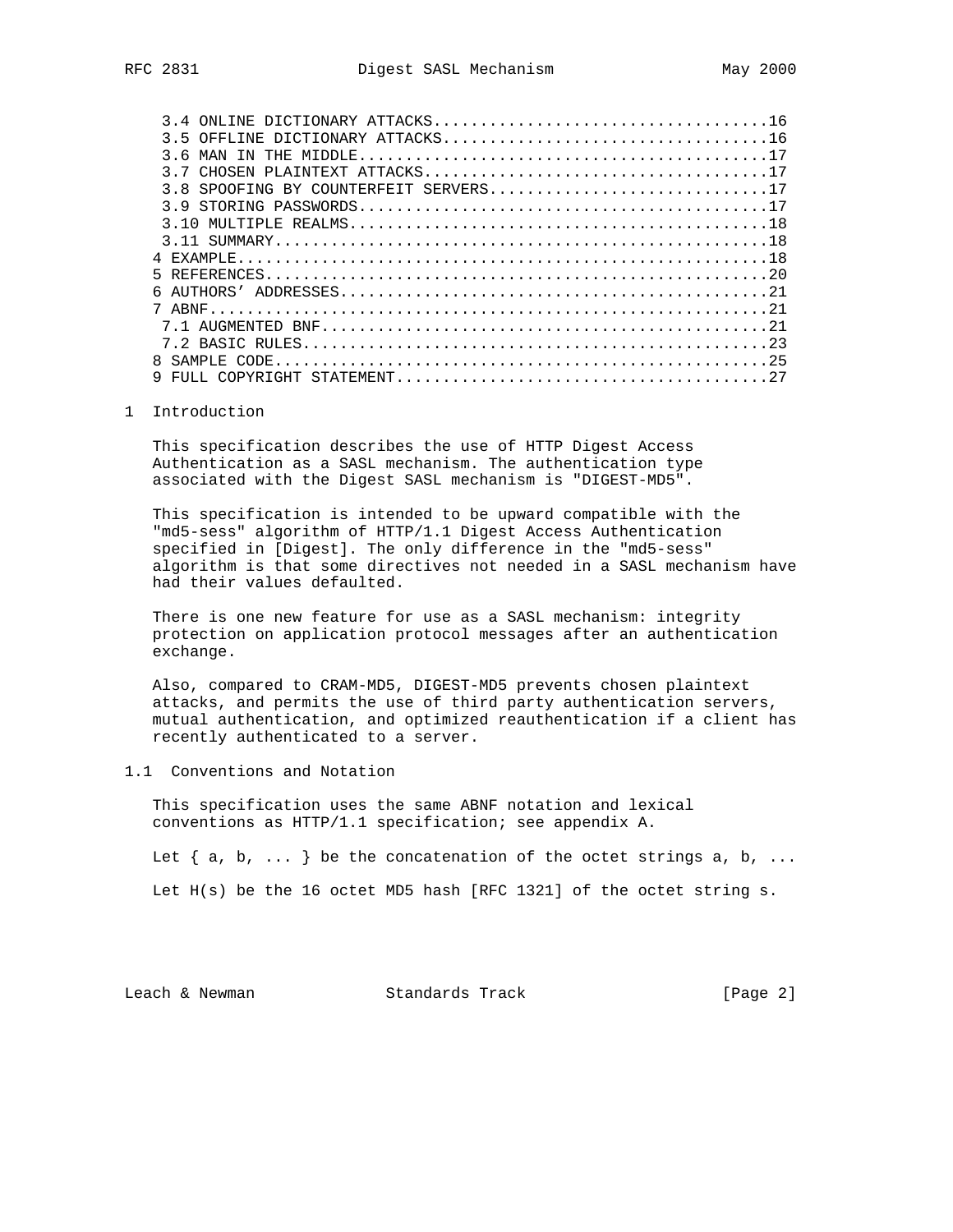3.4 ONLINE DICTIONARY ATTACKS...................................16
3.5 OFFLINE DICTIONARY ATTACKS..................................16
3.6 MAN IN THE MIDDLE...........................................17
3.7 CHOSEN PLAINTEXT ATTACKS....................................17
3.8 SPOOFING BY COUNTERFEIT SERVERS.............................17
3.9 STORING PASSWORDS...........................................17
3.10 MULTIPLE REALMS............................................18
3.11 SUMMARY....................................................18
4 EXAMPLE.......................................................18
5 REFERENCES....................................................20
6 AUTHORS' ADDRESSES............................................21
7 ABNF..........................................................21
7.1 AUGMENTED BNF...............................................21
7.2 BASIC RULES.................................................23
8 SAMPLE CODE...................................................25
9 FULL COPYRIGHT STATEMENT......................................27

# 1 Introduction

This specification describes the use of HTTP Digest Access Authentication as a SASL mechanism. The authentication type associated with the Digest SASL mechanism is "DIGEST-MD5".

This specification is intended to be upward compatible with the "md5-sess" algorithm of HTTP/1.1 Digest Access Authentication specified in [Digest]. The only difference in the "md5-sess" algorithm is that some directives not needed in a SASL mechanism have had their values defaulted.

There is one new feature for use as a SASL mechanism: integrity protection on application protocol messages after an authentication exchange.

Also, compared to CRAM-MD5, DIGEST-MD5 prevents chosen plaintext attacks, and permits the use of third party authentication servers, mutual authentication, and optimized reauthentication if a client has recently authenticated to a server.

## 1.1 Conventions and Notation

This specification uses the same ABNF notation and lexical conventions as HTTP/1.1 specification; see appendix A.

Let { a, b, ... } be the concatenation of the octet strings a, b, ...

Let H(s) be the 16 octet MD5 hash [RFC 1321] of the octet string s.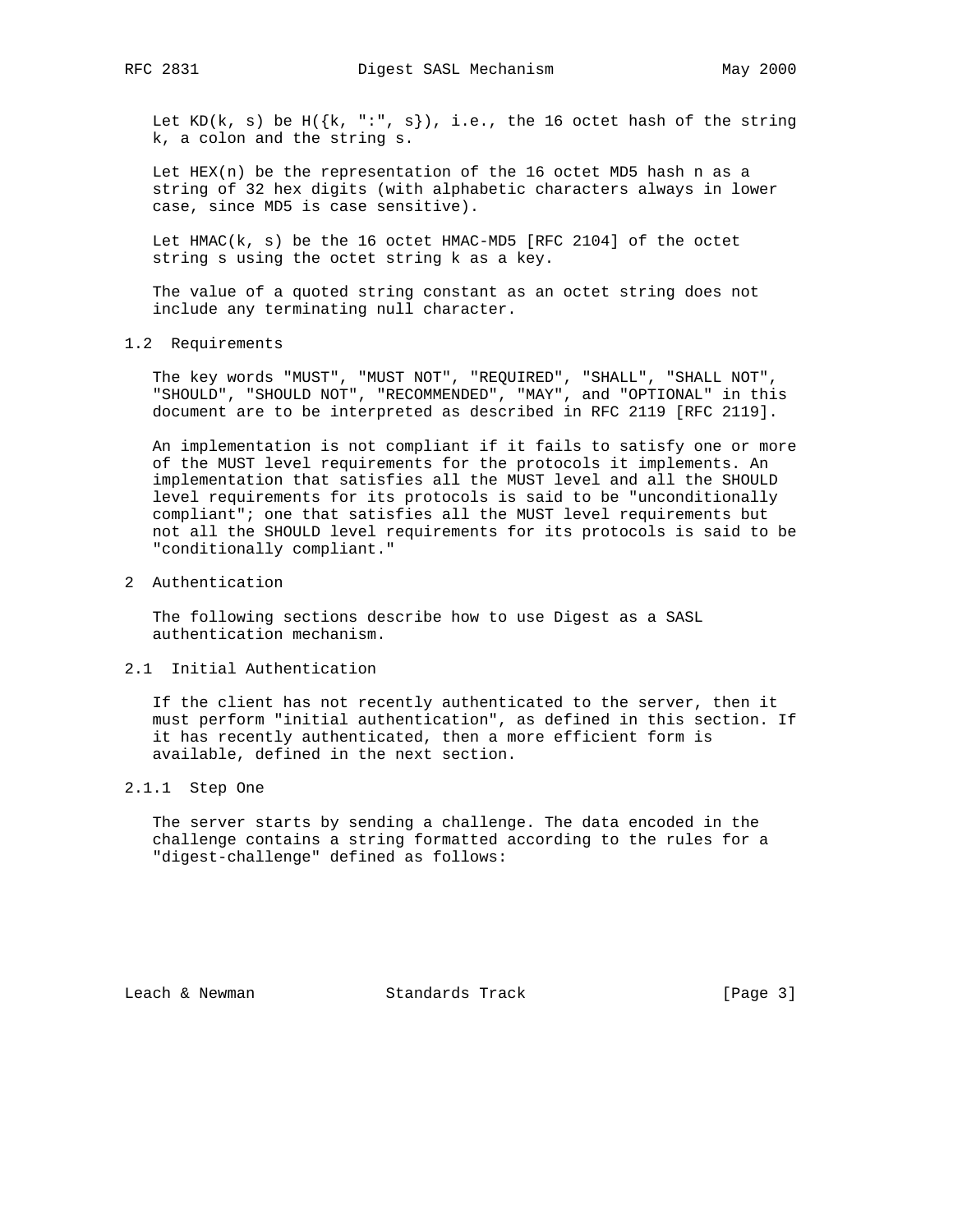Let KD(k, s) be H({k, ":", s}), i.e., the 16 octet hash of the string k, a colon and the string s.

Let HEX(n) be the representation of the 16 octet MD5 hash n as a string of 32 hex digits (with alphabetic characters always in lower case, since MD5 is case sensitive).

Let HMAC(k, s) be the 16 octet HMAC-MD5 [RFC 2104] of the octet string s using the octet string k as a key.

The value of a quoted string constant as an octet string does not include any terminating null character.

### 1.2 Requirements

The key words "MUST", "MUST NOT", "REQUIRED", "SHALL", "SHALL NOT", "SHOULD", "SHOULD NOT", "RECOMMENDED", "MAY", and "OPTIONAL" in this document are to be interpreted as described in RFC 2119 [RFC 2119].

An implementation is not compliant if it fails to satisfy one or more of the MUST level requirements for the protocols it implements. An implementation that satisfies all the MUST level and all the SHOULD level requirements for its protocols is said to be "unconditionally compliant"; one that satisfies all the MUST level requirements but not all the SHOULD level requirements for its protocols is said to be "conditionally compliant."

## 2 Authentication

The following sections describe how to use Digest as a SASL authentication mechanism.

### 2.1 Initial Authentication

If the client has not recently authenticated to the server, then it must perform "initial authentication", as defined in this section. If it has recently authenticated, then a more efficient form is available, defined in the next section.

#### 2.1.1 Step One

The server starts by sending a challenge. The data encoded in the challenge contains a string formatted according to the rules for a "digest-challenge" defined as follows: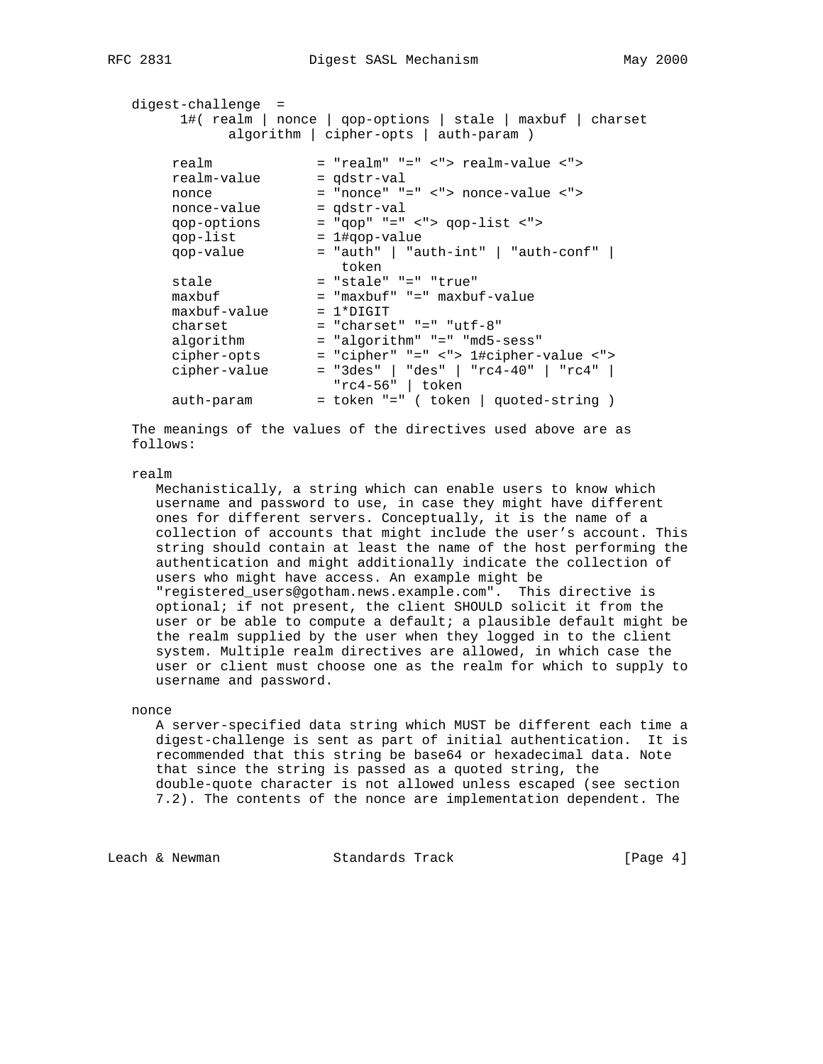```
digest-challenge  =
      1#( realm | nonce | qop-options | stale | maxbuf | charset
            algorithm | cipher-opts | auth-param )

     realm             = "realm" "=" <"> realm-value <">
     realm-value       = qdstr-val
     nonce             = "nonce" "=" <"> nonce-value <">
     nonce-value       = qdstr-val
     qop-options       = "qop" "=" <"> qop-list <">
     qop-list          = 1#qop-value
     qop-value         = "auth" | "auth-int" | "auth-conf" |
                          token
     stale             = "stale" "=" "true"
     maxbuf            = "maxbuf" "=" maxbuf-value
     maxbuf-value      = 1*DIGIT
     charset           = "charset" "=" "utf-8"
     algorithm         = "algorithm" "=" "md5-sess"
     cipher-opts       = "cipher" "=" <"> 1#cipher-value <">
     cipher-value      = "3des" | "des" | "rc4-40" | "rc4" |
                         "rc4-56" | token
     auth-param        = token "=" ( token | quoted-string )
```

The meanings of the values of the directives used above are as follows:

realm

Mechanistically, a string which can enable users to know which username and password to use, in case they might have different ones for different servers. Conceptually, it is the name of a collection of accounts that might include the user's account. This string should contain at least the name of the host performing the authentication and might additionally indicate the collection of users who might have access. An example might be "registered_users@gotham.news.example.com". This directive is optional; if not present, the client SHOULD solicit it from the user or be able to compute a default; a plausible default might be the realm supplied by the user when they logged in to the client system. Multiple realm directives are allowed, in which case the user or client must choose one as the realm for which to supply to username and password.

nonce

A server-specified data string which MUST be different each time a digest-challenge is sent as part of initial authentication. It is recommended that this string be base64 or hexadecimal data. Note that since the string is passed as a quoted string, the double-quote character is not allowed unless escaped (see section 7.2). The contents of the nonce are implementation dependent. The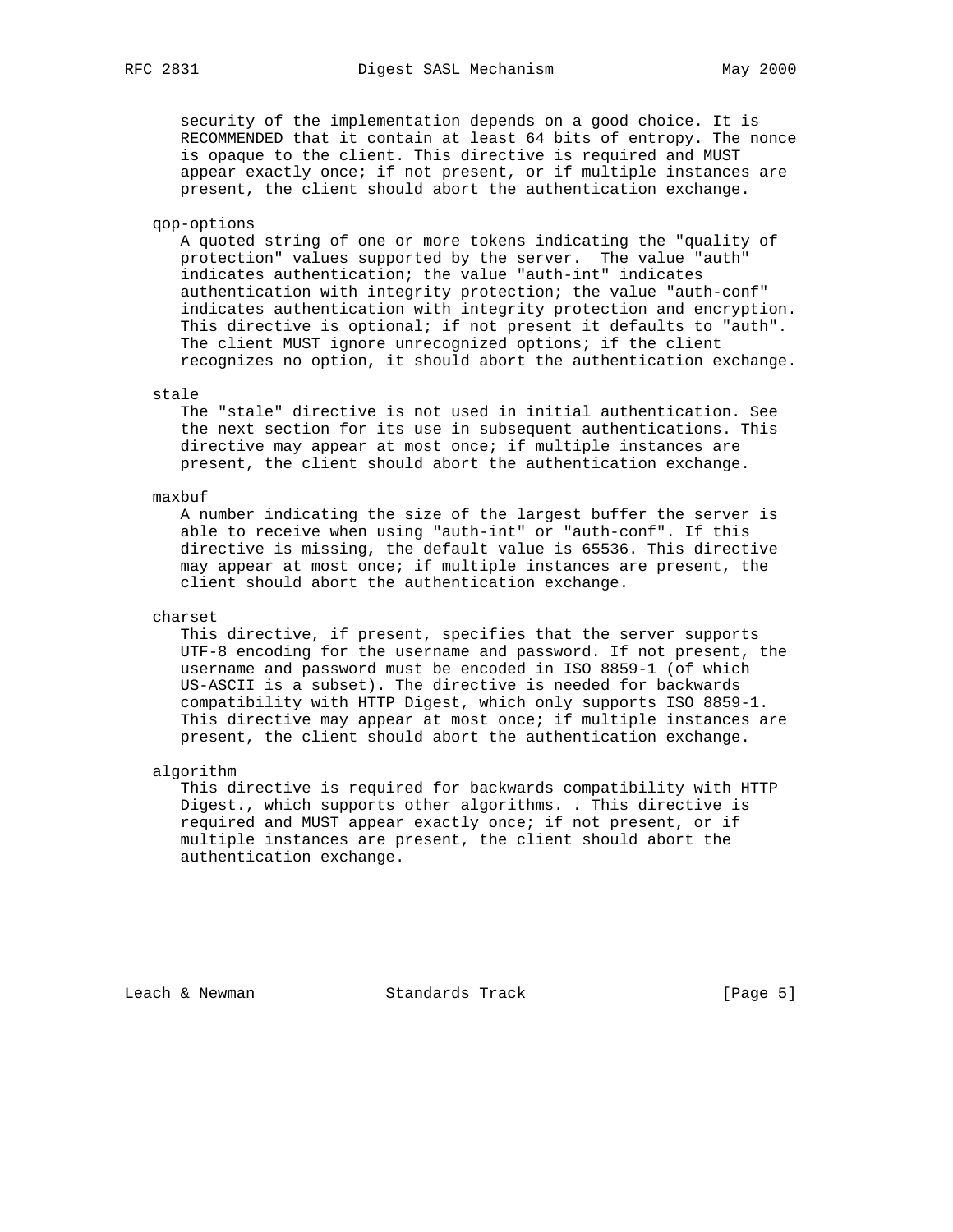security of the implementation depends on a good choice. It is RECOMMENDED that it contain at least 64 bits of entropy. The nonce is opaque to the client. This directive is required and MUST appear exactly once; if not present, or if multiple instances are present, the client should abort the authentication exchange.

qop-options

A quoted string of one or more tokens indicating the "quality of protection" values supported by the server. The value "auth" indicates authentication; the value "auth-int" indicates authentication with integrity protection; the value "auth-conf" indicates authentication with integrity protection and encryption. This directive is optional; if not present it defaults to "auth". The client MUST ignore unrecognized options; if the client recognizes no option, it should abort the authentication exchange.

stale

The "stale" directive is not used in initial authentication. See the next section for its use in subsequent authentications. This directive may appear at most once; if multiple instances are present, the client should abort the authentication exchange.

maxbuf

A number indicating the size of the largest buffer the server is able to receive when using "auth-int" or "auth-conf". If this directive is missing, the default value is 65536. This directive may appear at most once; if multiple instances are present, the client should abort the authentication exchange.

charset

This directive, if present, specifies that the server supports UTF-8 encoding for the username and password. If not present, the username and password must be encoded in ISO 8859-1 (of which US-ASCII is a subset). The directive is needed for backwards compatibility with HTTP Digest, which only supports ISO 8859-1. This directive may appear at most once; if multiple instances are present, the client should abort the authentication exchange.

algorithm

This directive is required for backwards compatibility with HTTP Digest., which supports other algorithms. . This directive is required and MUST appear exactly once; if not present, or if multiple instances are present, the client should abort the authentication exchange.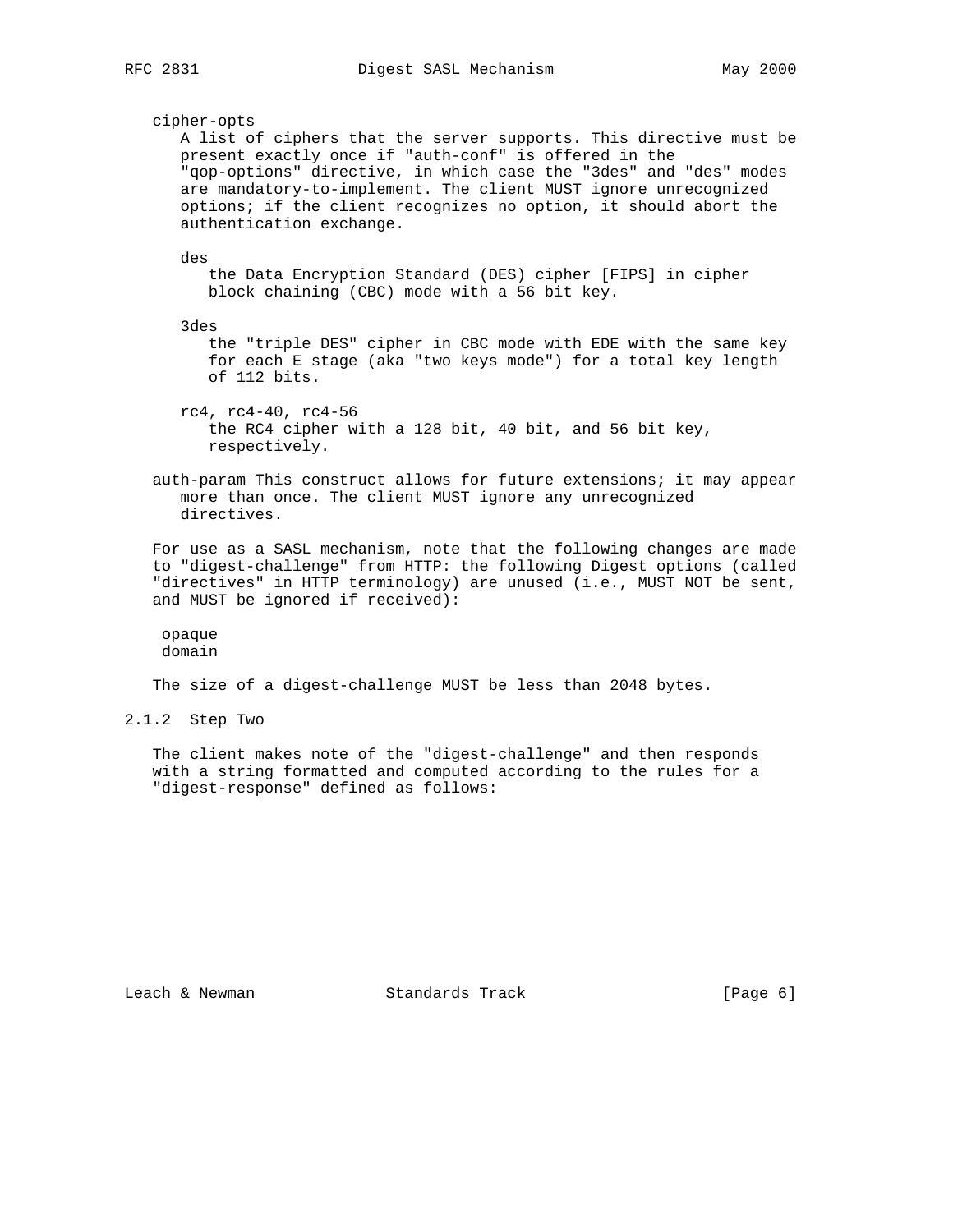cipher-opts

A list of ciphers that the server supports. This directive must be present exactly once if "auth-conf" is offered in the "qop-options" directive, in which case the "3des" and "des" modes are mandatory-to-implement. The client MUST ignore unrecognized options; if the client recognizes no option, it should abort the authentication exchange.

des

the Data Encryption Standard (DES) cipher [FIPS] in cipher block chaining (CBC) mode with a 56 bit key.

3des

the "triple DES" cipher in CBC mode with EDE with the same key for each E stage (aka "two keys mode") for a total key length of 112 bits.

rc4, rc4-40, rc4-56

the RC4 cipher with a 128 bit, 40 bit, and 56 bit key, respectively.

auth-param This construct allows for future extensions; it may appear more than once. The client MUST ignore any unrecognized directives.

For use as a SASL mechanism, note that the following changes are made to "digest-challenge" from HTTP: the following Digest options (called "directives" in HTTP terminology) are unused (i.e., MUST NOT be sent, and MUST be ignored if received):

opaque
domain

The size of a digest-challenge MUST be less than 2048 bytes.

### 2.1.2 Step Two

The client makes note of the "digest-challenge" and then responds with a string formatted and computed according to the rules for a "digest-response" defined as follows: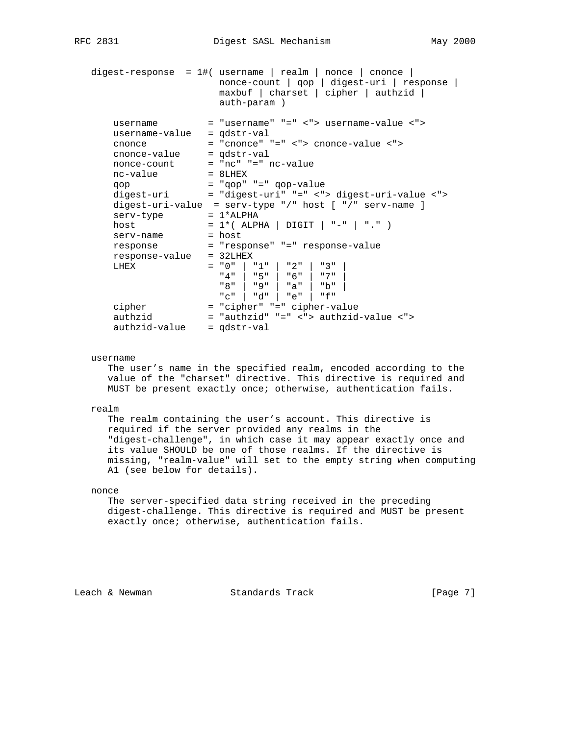```
digest-response  = 1#( username | realm | nonce | cnonce |
                       nonce-count | qop | digest-uri | response |
                       maxbuf | charset | cipher | authzid |
                       auth-param )

    username         = "username" "=" <"> username-value <">
    username-value   = qdstr-val
    cnonce           = "cnonce" "=" <"> cnonce-value <">
    cnonce-value     = qdstr-val
    nonce-count      = "nc" "=" nc-value
    nc-value         = 8LHEX
    qop              = "qop" "=" qop-value
    digest-uri       = "digest-uri" "=" <"> digest-uri-value <">
    digest-uri-value  = serv-type "/" host [ "/" serv-name ]
    serv-type        = 1*ALPHA
    host             = 1*( ALPHA | DIGIT | "-" | "." )
    serv-name        = host
    response         = "response" "=" response-value
    response-value   = 32LHEX
    LHEX             = "0" | "1" | "2" | "3" |
                       "4" | "5" | "6" | "7" |
                       "8" | "9" | "a" | "b" |
                       "c" | "d" | "e" | "f"
    cipher           = "cipher" "=" cipher-value
    authzid          = "authzid" "=" <"> authzid-value <">
    authzid-value    = qdstr-val
```

username

The user's name in the specified realm, encoded according to the value of the "charset" directive. This directive is required and MUST be present exactly once; otherwise, authentication fails.

realm

The realm containing the user's account. This directive is required if the server provided any realms in the "digest-challenge", in which case it may appear exactly once and its value SHOULD be one of those realms. If the directive is missing, "realm-value" will set to the empty string when computing A1 (see below for details).

nonce

The server-specified data string received in the preceding digest-challenge. This directive is required and MUST be present exactly once; otherwise, authentication fails.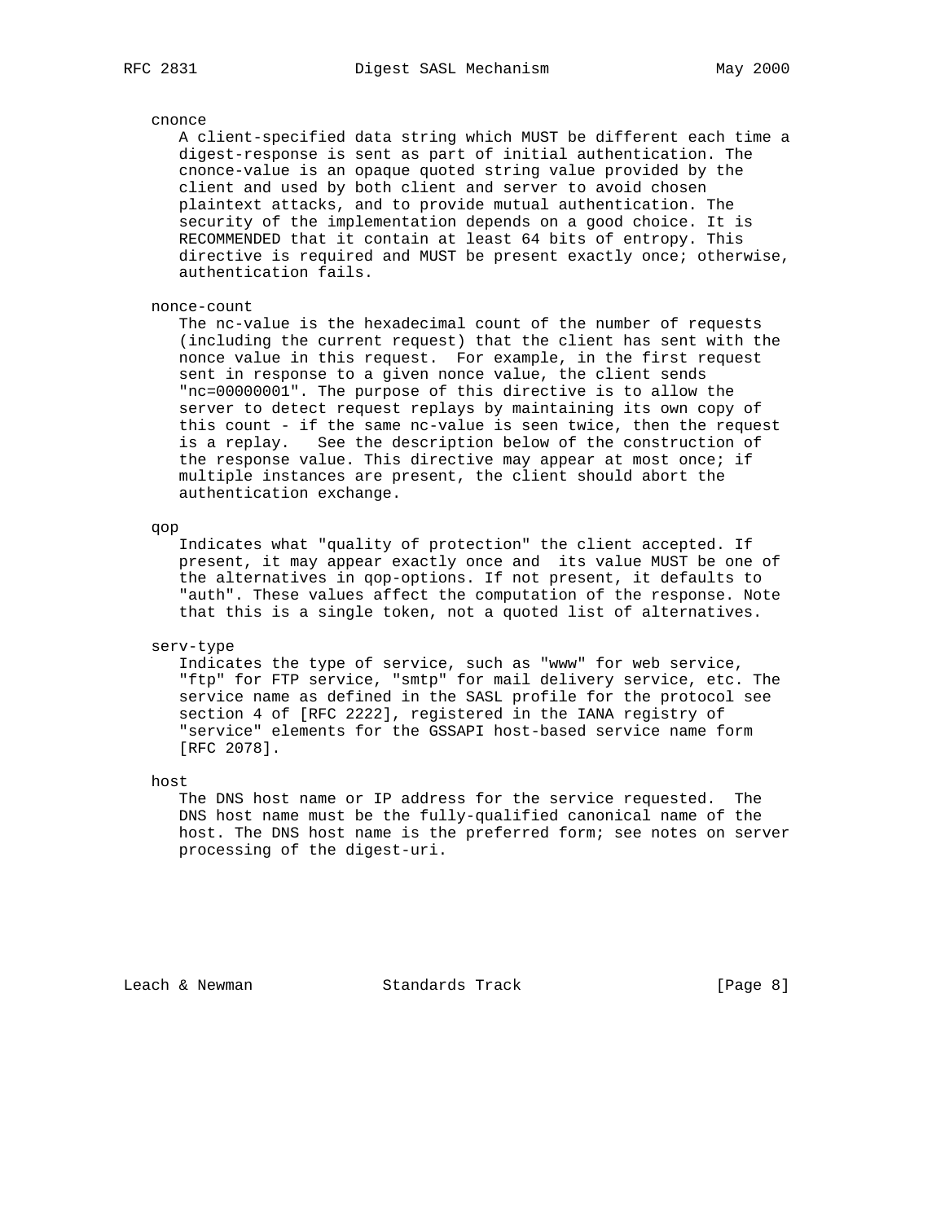cnonce

A client-specified data string which MUST be different each time a digest-response is sent as part of initial authentication. The cnonce-value is an opaque quoted string value provided by the client and used by both client and server to avoid chosen plaintext attacks, and to provide mutual authentication. The security of the implementation depends on a good choice. It is RECOMMENDED that it contain at least 64 bits of entropy. This directive is required and MUST be present exactly once; otherwise, authentication fails.

nonce-count

The nc-value is the hexadecimal count of the number of requests (including the current request) that the client has sent with the nonce value in this request. For example, in the first request sent in response to a given nonce value, the client sends "nc=00000001". The purpose of this directive is to allow the server to detect request replays by maintaining its own copy of this count - if the same nc-value is seen twice, then the request is a replay. See the description below of the construction of the response value. This directive may appear at most once; if multiple instances are present, the client should abort the authentication exchange.

qop

Indicates what "quality of protection" the client accepted. If present, it may appear exactly once and its value MUST be one of the alternatives in qop-options. If not present, it defaults to "auth". These values affect the computation of the response. Note that this is a single token, not a quoted list of alternatives.

serv-type

Indicates the type of service, such as "www" for web service, "ftp" for FTP service, "smtp" for mail delivery service, etc. The service name as defined in the SASL profile for the protocol see section 4 of [RFC 2222], registered in the IANA registry of "service" elements for the GSSAPI host-based service name form [RFC 2078].

host

The DNS host name or IP address for the service requested. The DNS host name must be the fully-qualified canonical name of the host. The DNS host name is the preferred form; see notes on server processing of the digest-uri.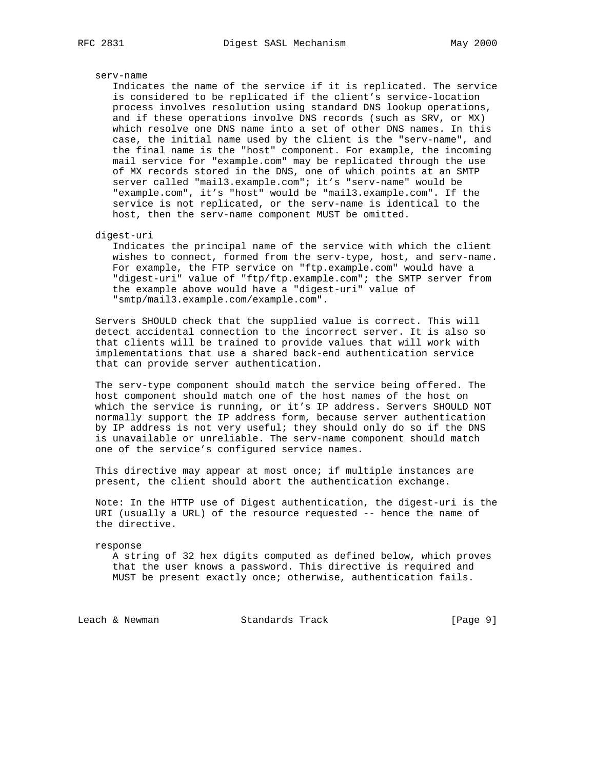serv-name
: Indicates the name of the service if it is replicated. The service is considered to be replicated if the client's service-location process involves resolution using standard DNS lookup operations, and if these operations involve DNS records (such as SRV, or MX) which resolve one DNS name into a set of other DNS names. In this case, the initial name used by the client is the "serv-name", and the final name is the "host" component. For example, the incoming mail service for "example.com" may be replicated through the use of MX records stored in the DNS, one of which points at an SMTP server called "mail3.example.com"; it's "serv-name" would be "example.com", it's "host" would be "mail3.example.com". If the service is not replicated, or the serv-name is identical to the host, then the serv-name component MUST be omitted.

digest-uri
: Indicates the principal name of the service with which the client wishes to connect, formed from the serv-type, host, and serv-name. For example, the FTP service on "ftp.example.com" would have a "digest-uri" value of "ftp/ftp.example.com"; the SMTP server from the example above would have a "digest-uri" value of "smtp/mail3.example.com/example.com".

Servers SHOULD check that the supplied value is correct. This will detect accidental connection to the incorrect server. It is also so that clients will be trained to provide values that will work with implementations that use a shared back-end authentication service that can provide server authentication.

The serv-type component should match the service being offered. The host component should match one of the host names of the host on which the service is running, or it's IP address. Servers SHOULD NOT normally support the IP address form, because server authentication by IP address is not very useful; they should only do so if the DNS is unavailable or unreliable. The serv-name component should match one of the service's configured service names.

This directive may appear at most once; if multiple instances are present, the client should abort the authentication exchange.

Note: In the HTTP use of Digest authentication, the digest-uri is the URI (usually a URL) of the resource requested -- hence the name of the directive.

response
: A string of 32 hex digits computed as defined below, which proves that the user knows a password. This directive is required and MUST be present exactly once; otherwise, authentication fails.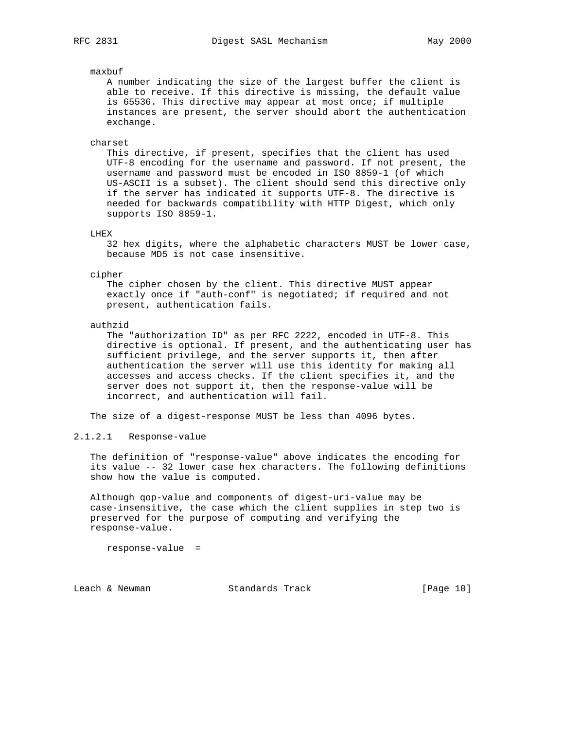maxbuf
   A number indicating the size of the largest buffer the client is able to receive. If this directive is missing, the default value is 65536. This directive may appear at most once; if multiple instances are present, the server should abort the authentication exchange.

charset
   This directive, if present, specifies that the client has used UTF-8 encoding for the username and password. If not present, the username and password must be encoded in ISO 8859-1 (of which US-ASCII is a subset). The client should send this directive only if the server has indicated it supports UTF-8. The directive is needed for backwards compatibility with HTTP Digest, which only supports ISO 8859-1.

LHEX
   32 hex digits, where the alphabetic characters MUST be lower case, because MD5 is not case insensitive.

cipher
   The cipher chosen by the client. This directive MUST appear exactly once if "auth-conf" is negotiated; if required and not present, authentication fails.

authzid
   The "authorization ID" as per RFC 2222, encoded in UTF-8. This directive is optional. If present, and the authenticating user has sufficient privilege, and the server supports it, then after authentication the server will use this identity for making all accesses and access checks. If the client specifies it, and the server does not support it, then the response-value will be incorrect, and authentication will fail.

The size of a digest-response MUST be less than 4096 bytes.

### 2.1.2.1 Response-value

The definition of "response-value" above indicates the encoding for its value -- 32 lower case hex characters. The following definitions show how the value is computed.

Although qop-value and components of digest-uri-value may be case-insensitive, the case which the client supplies in step two is preserved for the purpose of computing and verifying the response-value.

```
response-value  =
```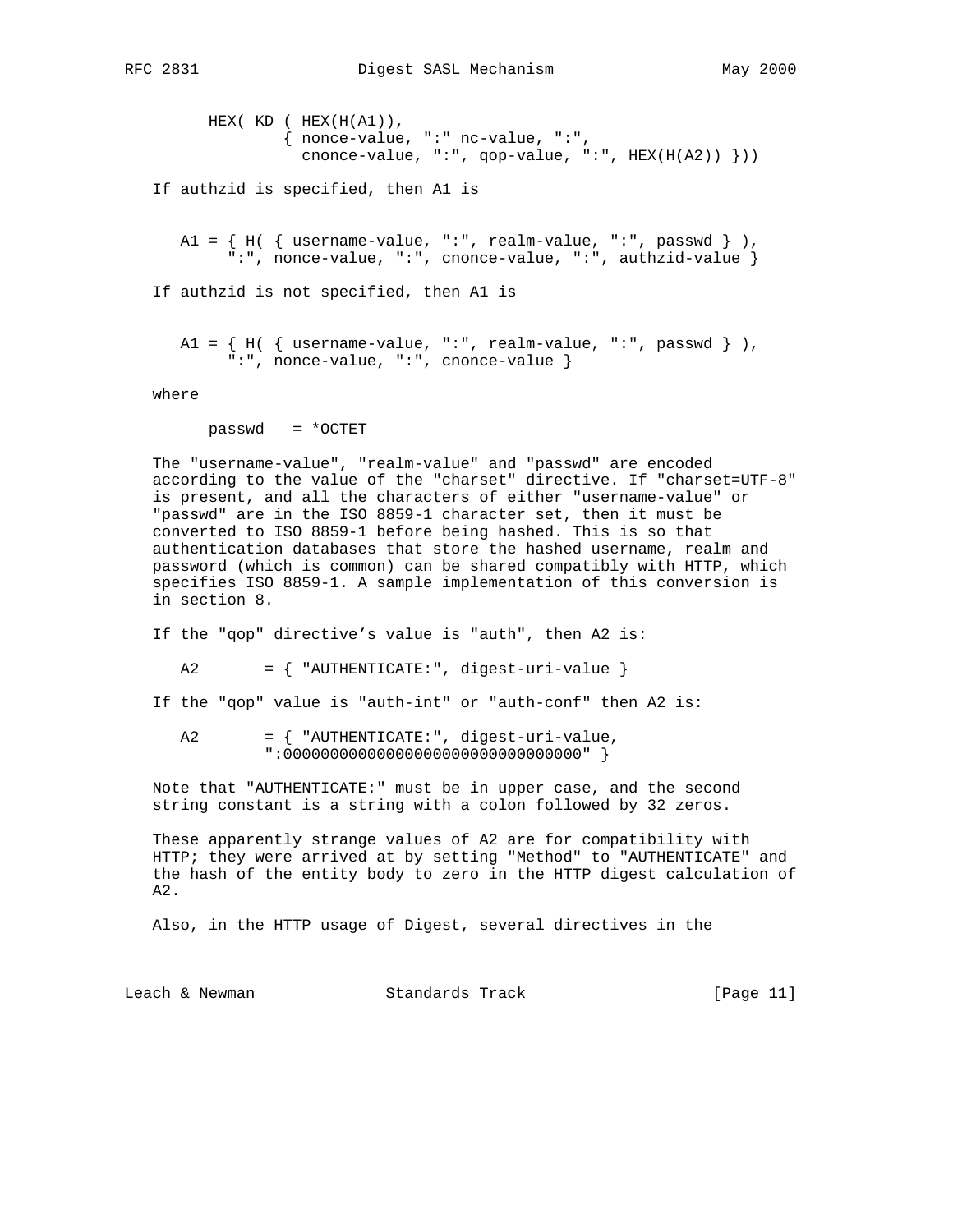```
HEX( KD ( HEX(H(A1)),
         { nonce-value, ":" nc-value, ":",
           cnonce-value, ":", qop-value, ":", HEX(H(A2)) }))
```

If authzid is specified, then A1 is

```
A1 = { H( { username-value, ":", realm-value, ":", passwd } ),
     ":", nonce-value, ":", cnonce-value, ":", authzid-value }
```

If authzid is not specified, then A1 is

```
A1 = { H( { username-value, ":", realm-value, ":", passwd } ),
     ":", nonce-value, ":", cnonce-value }
```

where

```
passwd   = *OCTET
```

The "username-value", "realm-value" and "passwd" are encoded according to the value of the "charset" directive. If "charset=UTF-8" is present, and all the characters of either "username-value" or "passwd" are in the ISO 8859-1 character set, then it must be converted to ISO 8859-1 before being hashed. This is so that authentication databases that store the hashed username, realm and password (which is common) can be shared compatibly with HTTP, which specifies ISO 8859-1. A sample implementation of this conversion is in section 8.

If the "qop" directive’s value is "auth", then A2 is:

```
A2       = { "AUTHENTICATE:", digest-uri-value }
```

If the "qop" value is "auth-int" or "auth-conf" then A2 is:

```
A2       = { "AUTHENTICATE:", digest-uri-value,
           ":00000000000000000000000000000000" }
```

Note that "AUTHENTICATE:" must be in upper case, and the second string constant is a string with a colon followed by 32 zeros.

These apparently strange values of A2 are for compatibility with HTTP; they were arrived at by setting "Method" to "AUTHENTICATE" and the hash of the entity body to zero in the HTTP digest calculation of A2.

Also, in the HTTP usage of Digest, several directives in the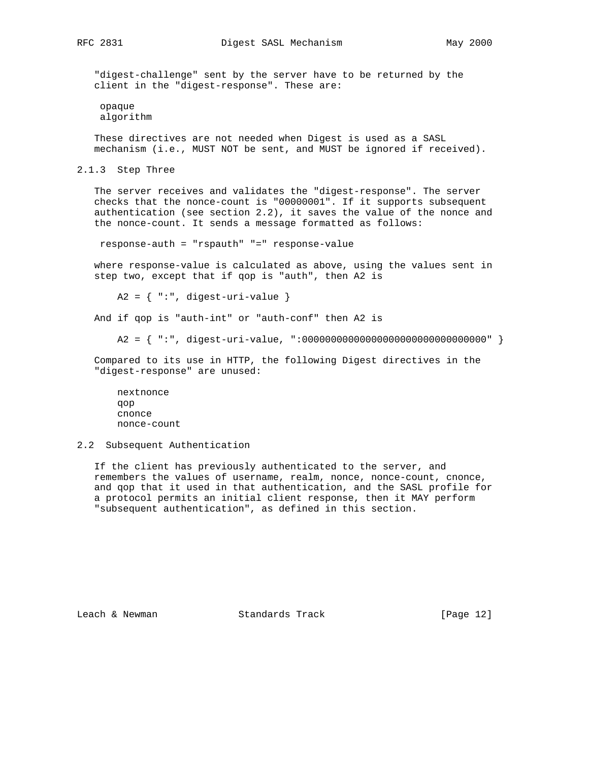"digest-challenge" sent by the server have to be returned by the client in the "digest-response". These are:

```
 opaque
 algorithm
```

These directives are not needed when Digest is used as a SASL mechanism (i.e., MUST NOT be sent, and MUST be ignored if received).

### 2.1.3 Step Three

The server receives and validates the "digest-response". The server checks that the nonce-count is "00000001". If it supports subsequent authentication (see section 2.2), it saves the value of the nonce and the nonce-count. It sends a message formatted as follows:

```
 response-auth = "rspauth" "=" response-value
```

where response-value is calculated as above, using the values sent in step two, except that if qop is "auth", then A2 is

```
    A2 = { ":", digest-uri-value }
```

And if qop is "auth-int" or "auth-conf" then A2 is

```
    A2 = { ":", digest-uri-value, ":00000000000000000000000000000000" }
```

Compared to its use in HTTP, the following Digest directives in the "digest-response" are unused:

```
    nextnonce
    qop
    cnonce
    nonce-count
```

## 2.2 Subsequent Authentication

If the client has previously authenticated to the server, and remembers the values of username, realm, nonce, nonce-count, cnonce, and qop that it used in that authentication, and the SASL profile for a protocol permits an initial client response, then it MAY perform "subsequent authentication", as defined in this section.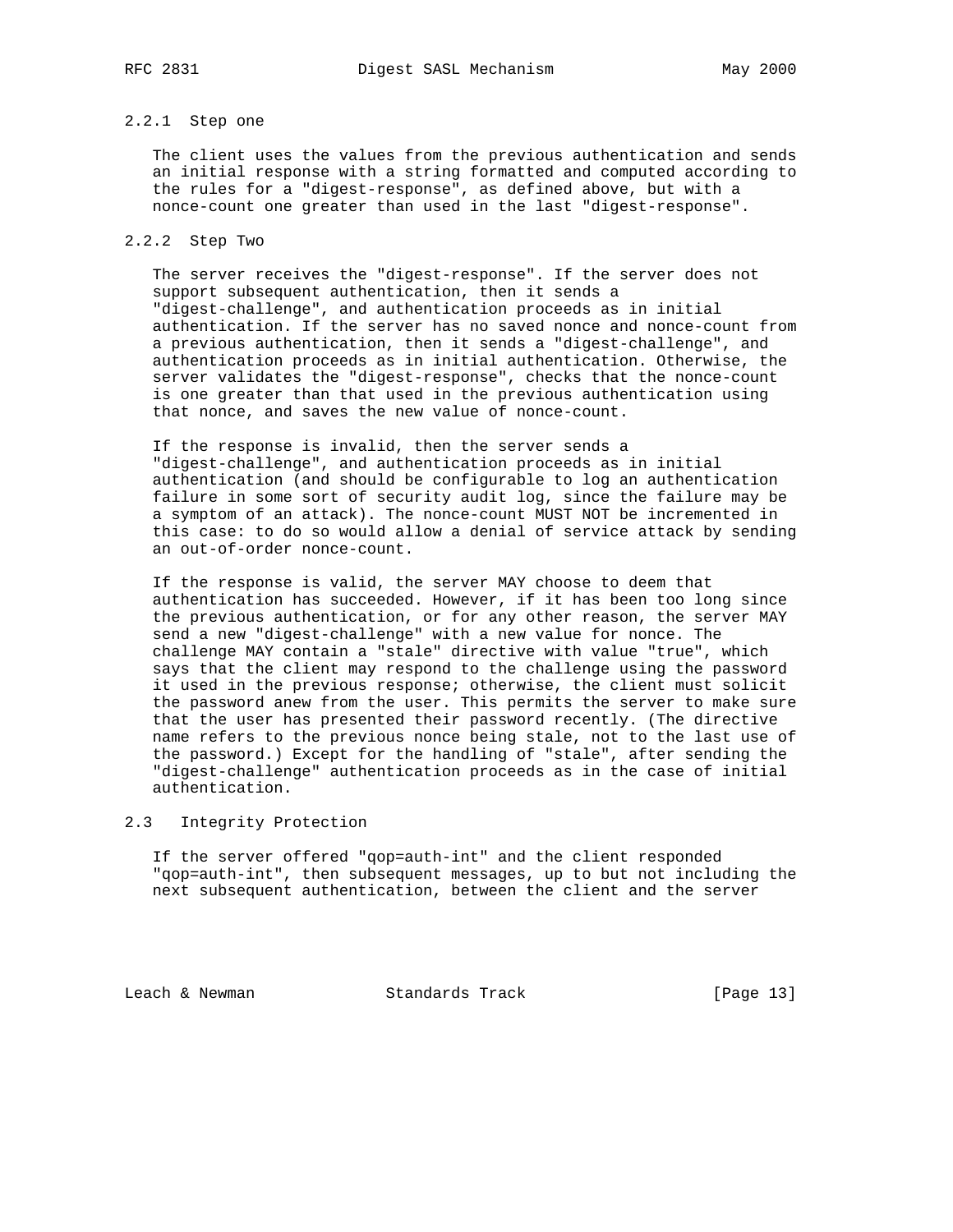### 2.2.1 Step one

The client uses the values from the previous authentication and sends an initial response with a string formatted and computed according to the rules for a "digest-response", as defined above, but with a nonce-count one greater than used in the last "digest-response".

### 2.2.2 Step Two

The server receives the "digest-response". If the server does not support subsequent authentication, then it sends a "digest-challenge", and authentication proceeds as in initial authentication. If the server has no saved nonce and nonce-count from a previous authentication, then it sends a "digest-challenge", and authentication proceeds as in initial authentication. Otherwise, the server validates the "digest-response", checks that the nonce-count is one greater than that used in the previous authentication using that nonce, and saves the new value of nonce-count.

If the response is invalid, then the server sends a "digest-challenge", and authentication proceeds as in initial authentication (and should be configurable to log an authentication failure in some sort of security audit log, since the failure may be a symptom of an attack). The nonce-count MUST NOT be incremented in this case: to do so would allow a denial of service attack by sending an out-of-order nonce-count.

If the response is valid, the server MAY choose to deem that authentication has succeeded. However, if it has been too long since the previous authentication, or for any other reason, the server MAY send a new "digest-challenge" with a new value for nonce. The challenge MAY contain a "stale" directive with value "true", which says that the client may respond to the challenge using the password it used in the previous response; otherwise, the client must solicit the password anew from the user. This permits the server to make sure that the user has presented their password recently. (The directive name refers to the previous nonce being stale, not to the last use of the password.) Except for the handling of "stale", after sending the "digest-challenge" authentication proceeds as in the case of initial authentication.

## 2.3 Integrity Protection

If the server offered "qop=auth-int" and the client responded "qop=auth-int", then subsequent messages, up to but not including the next subsequent authentication, between the client and the server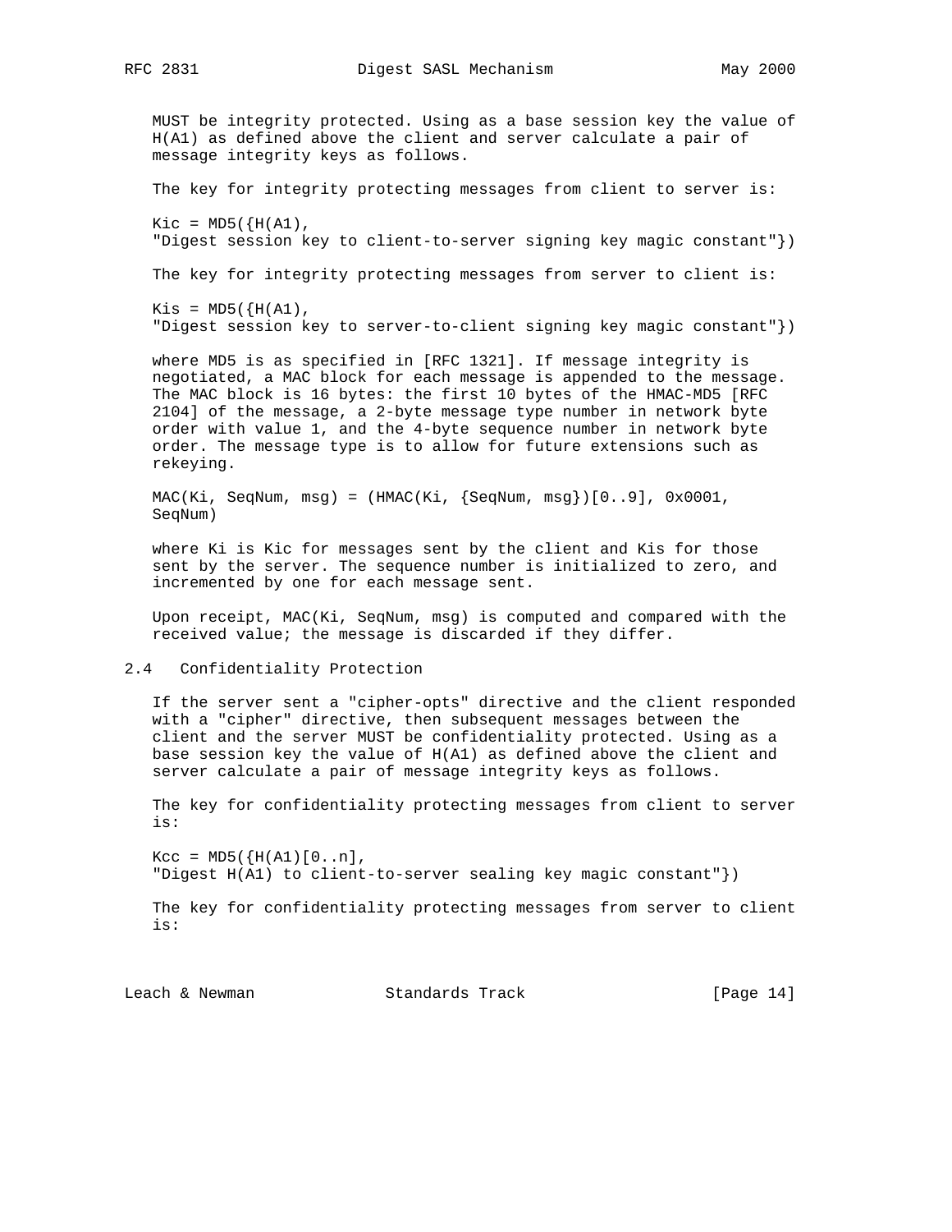MUST be integrity protected. Using as a base session key the value of H(A1) as defined above the client and server calculate a pair of message integrity keys as follows.

The key for integrity protecting messages from client to server is:

```
Kic = MD5({H(A1),
"Digest session key to client-to-server signing key magic constant"})
```

The key for integrity protecting messages from server to client is:

```
Kis = MD5({H(A1),
"Digest session key to server-to-client signing key magic constant"})
```

where MD5 is as specified in [RFC 1321]. If message integrity is negotiated, a MAC block for each message is appended to the message. The MAC block is 16 bytes: the first 10 bytes of the HMAC-MD5 [RFC 2104] of the message, a 2-byte message type number in network byte order with value 1, and the 4-byte sequence number in network byte order. The message type is to allow for future extensions such as rekeying.

```
MAC(Ki, SeqNum, msg) = (HMAC(Ki, {SeqNum, msg})[0..9], 0x0001,
SeqNum)
```

where Ki is Kic for messages sent by the client and Kis for those sent by the server. The sequence number is initialized to zero, and incremented by one for each message sent.

Upon receipt, MAC(Ki, SeqNum, msg) is computed and compared with the received value; the message is discarded if they differ.

## 2.4 Confidentiality Protection

If the server sent a "cipher-opts" directive and the client responded with a "cipher" directive, then subsequent messages between the client and the server MUST be confidentiality protected. Using as a base session key the value of H(A1) as defined above the client and server calculate a pair of message integrity keys as follows.

The key for confidentiality protecting messages from client to server is:

```
Kcc = MD5({H(A1)[0..n],
"Digest H(A1) to client-to-server sealing key magic constant"})
```

The key for confidentiality protecting messages from server to client is: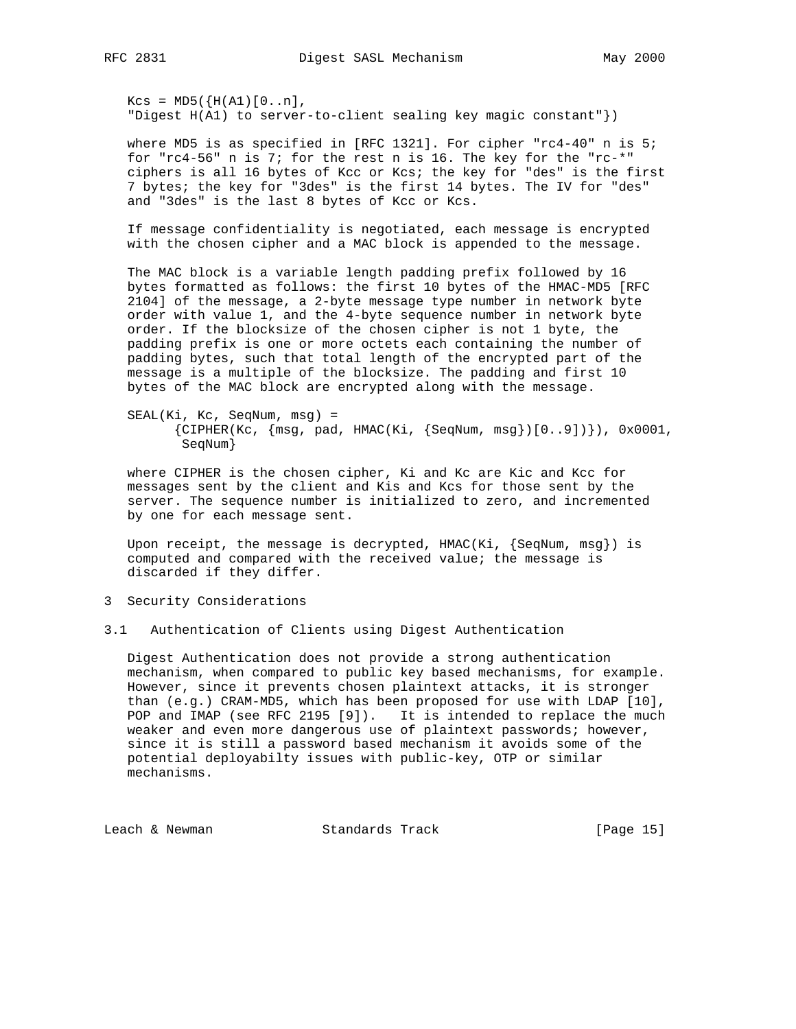```
Kcs = MD5({H(A1)[0..n],
"Digest H(A1) to server-to-client sealing key magic constant"})
```

where MD5 is as specified in [RFC 1321]. For cipher "rc4-40" n is 5; for "rc4-56" n is 7; for the rest n is 16. The key for the "rc-*" ciphers is all 16 bytes of Kcc or Kcs; the key for "des" is the first 7 bytes; the key for "3des" is the first 14 bytes. The IV for "des" and "3des" is the last 8 bytes of Kcc or Kcs.

If message confidentiality is negotiated, each message is encrypted with the chosen cipher and a MAC block is appended to the message.

The MAC block is a variable length padding prefix followed by 16 bytes formatted as follows: the first 10 bytes of the HMAC-MD5 [RFC 2104] of the message, a 2-byte message type number in network byte order with value 1, and the 4-byte sequence number in network byte order. If the blocksize of the chosen cipher is not 1 byte, the padding prefix is one or more octets each containing the number of padding bytes, such that total length of the encrypted part of the message is a multiple of the blocksize. The padding and first 10 bytes of the MAC block are encrypted along with the message.

```
SEAL(Ki, Kc, SeqNum, msg) =
      {CIPHER(Kc, {msg, pad, HMAC(Ki, {SeqNum, msg})[0..9])}), 0x0001,
       SeqNum}
```

where CIPHER is the chosen cipher, Ki and Kc are Kic and Kcc for messages sent by the client and Kis and Kcs for those sent by the server. The sequence number is initialized to zero, and incremented by one for each message sent.

Upon receipt, the message is decrypted, HMAC(Ki, {SeqNum, msg}) is computed and compared with the received value; the message is discarded if they differ.

# 3 Security Considerations

## 3.1 Authentication of Clients using Digest Authentication

Digest Authentication does not provide a strong authentication mechanism, when compared to public key based mechanisms, for example. However, since it prevents chosen plaintext attacks, it is stronger than (e.g.) CRAM-MD5, which has been proposed for use with LDAP [10], POP and IMAP (see RFC 2195 [9]). It is intended to replace the much weaker and even more dangerous use of plaintext passwords; however, since it is still a password based mechanism it avoids some of the potential deployabilty issues with public-key, OTP or similar mechanisms.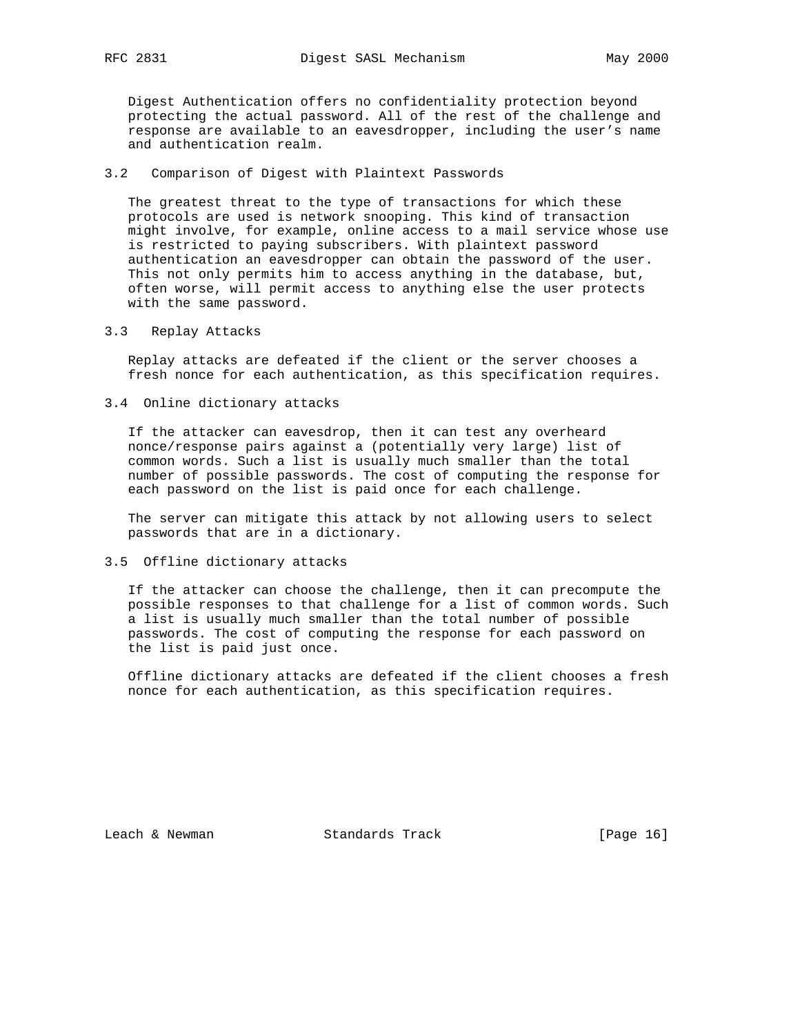Digest Authentication offers no confidentiality protection beyond protecting the actual password. All of the rest of the challenge and response are available to an eavesdropper, including the user's name and authentication realm.

### 3.2 Comparison of Digest with Plaintext Passwords

The greatest threat to the type of transactions for which these protocols are used is network snooping. This kind of transaction might involve, for example, online access to a mail service whose use is restricted to paying subscribers. With plaintext password authentication an eavesdropper can obtain the password of the user. This not only permits him to access anything in the database, but, often worse, will permit access to anything else the user protects with the same password.

### 3.3 Replay Attacks

Replay attacks are defeated if the client or the server chooses a fresh nonce for each authentication, as this specification requires.

### 3.4 Online dictionary attacks

If the attacker can eavesdrop, then it can test any overheard nonce/response pairs against a (potentially very large) list of common words. Such a list is usually much smaller than the total number of possible passwords. The cost of computing the response for each password on the list is paid once for each challenge.

The server can mitigate this attack by not allowing users to select passwords that are in a dictionary.

### 3.5 Offline dictionary attacks

If the attacker can choose the challenge, then it can precompute the possible responses to that challenge for a list of common words. Such a list is usually much smaller than the total number of possible passwords. The cost of computing the response for each password on the list is paid just once.

Offline dictionary attacks are defeated if the client chooses a fresh nonce for each authentication, as this specification requires.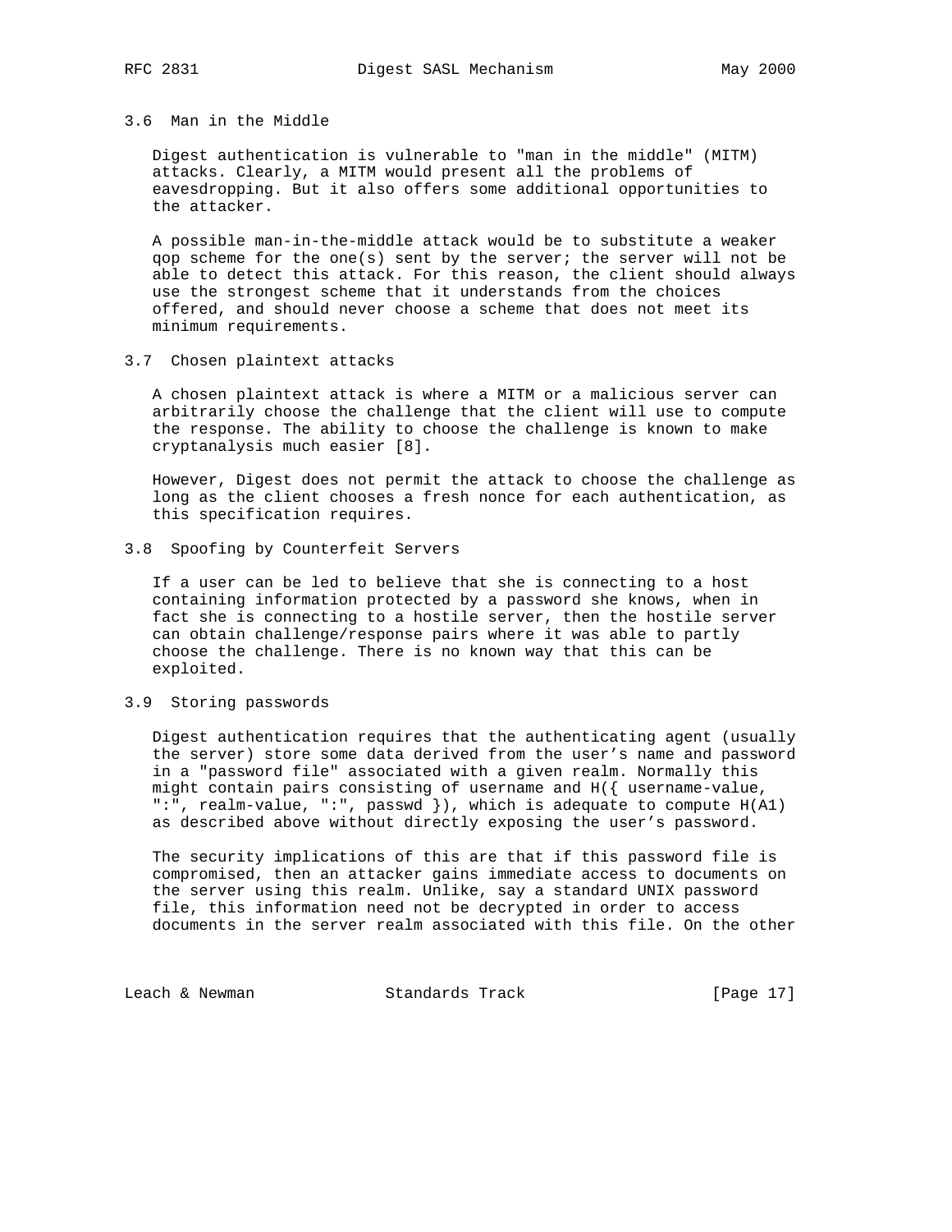### 3.6 Man in the Middle

Digest authentication is vulnerable to "man in the middle" (MITM) attacks. Clearly, a MITM would present all the problems of eavesdropping. But it also offers some additional opportunities to the attacker.

A possible man-in-the-middle attack would be to substitute a weaker qop scheme for the one(s) sent by the server; the server will not be able to detect this attack. For this reason, the client should always use the strongest scheme that it understands from the choices offered, and should never choose a scheme that does not meet its minimum requirements.

### 3.7 Chosen plaintext attacks

A chosen plaintext attack is where a MITM or a malicious server can arbitrarily choose the challenge that the client will use to compute the response. The ability to choose the challenge is known to make cryptanalysis much easier [8].

However, Digest does not permit the attack to choose the challenge as long as the client chooses a fresh nonce for each authentication, as this specification requires.

### 3.8 Spoofing by Counterfeit Servers

If a user can be led to believe that she is connecting to a host containing information protected by a password she knows, when in fact she is connecting to a hostile server, then the hostile server can obtain challenge/response pairs where it was able to partly choose the challenge. There is no known way that this can be exploited.

### 3.9 Storing passwords

Digest authentication requires that the authenticating agent (usually the server) store some data derived from the user's name and password in a "password file" associated with a given realm. Normally this might contain pairs consisting of username and H({ username-value, ":", realm-value, ":", passwd }), which is adequate to compute H(A1) as described above without directly exposing the user's password.

The security implications of this are that if this password file is compromised, then an attacker gains immediate access to documents on the server using this realm. Unlike, say a standard UNIX password file, this information need not be decrypted in order to access documents in the server realm associated with this file. On the other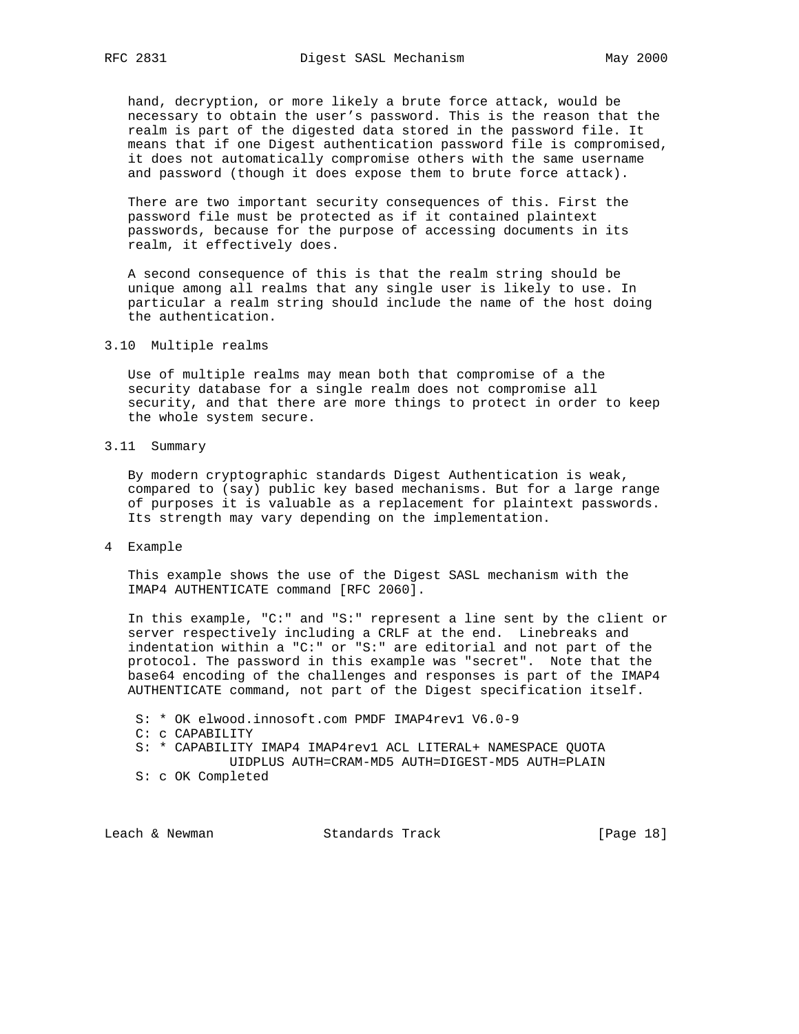hand, decryption, or more likely a brute force attack, would be necessary to obtain the user's password. This is the reason that the realm is part of the digested data stored in the password file. It means that if one Digest authentication password file is compromised, it does not automatically compromise others with the same username and password (though it does expose them to brute force attack).

There are two important security consequences of this. First the password file must be protected as if it contained plaintext passwords, because for the purpose of accessing documents in its realm, it effectively does.

A second consequence of this is that the realm string should be unique among all realms that any single user is likely to use. In particular a realm string should include the name of the host doing the authentication.

## 3.10 Multiple realms

Use of multiple realms may mean both that compromise of a the security database for a single realm does not compromise all security, and that there are more things to protect in order to keep the whole system secure.

## 3.11 Summary

By modern cryptographic standards Digest Authentication is weak, compared to (say) public key based mechanisms. But for a large range of purposes it is valuable as a replacement for plaintext passwords. Its strength may vary depending on the implementation.

# 4 Example

This example shows the use of the Digest SASL mechanism with the IMAP4 AUTHENTICATE command [RFC 2060].

In this example, "C:" and "S:" represent a line sent by the client or server respectively including a CRLF at the end. Linebreaks and indentation within a "C:" or "S:" are editorial and not part of the protocol. The password in this example was "secret". Note that the base64 encoding of the challenges and responses is part of the IMAP4 AUTHENTICATE command, not part of the Digest specification itself.

```
S: * OK elwood.innosoft.com PMDF IMAP4rev1 V6.0-9
C: c CAPABILITY
S: * CAPABILITY IMAP4 IMAP4rev1 ACL LITERAL+ NAMESPACE QUOTA
          UIDPLUS AUTH=CRAM-MD5 AUTH=DIGEST-MD5 AUTH=PLAIN
S: c OK Completed
```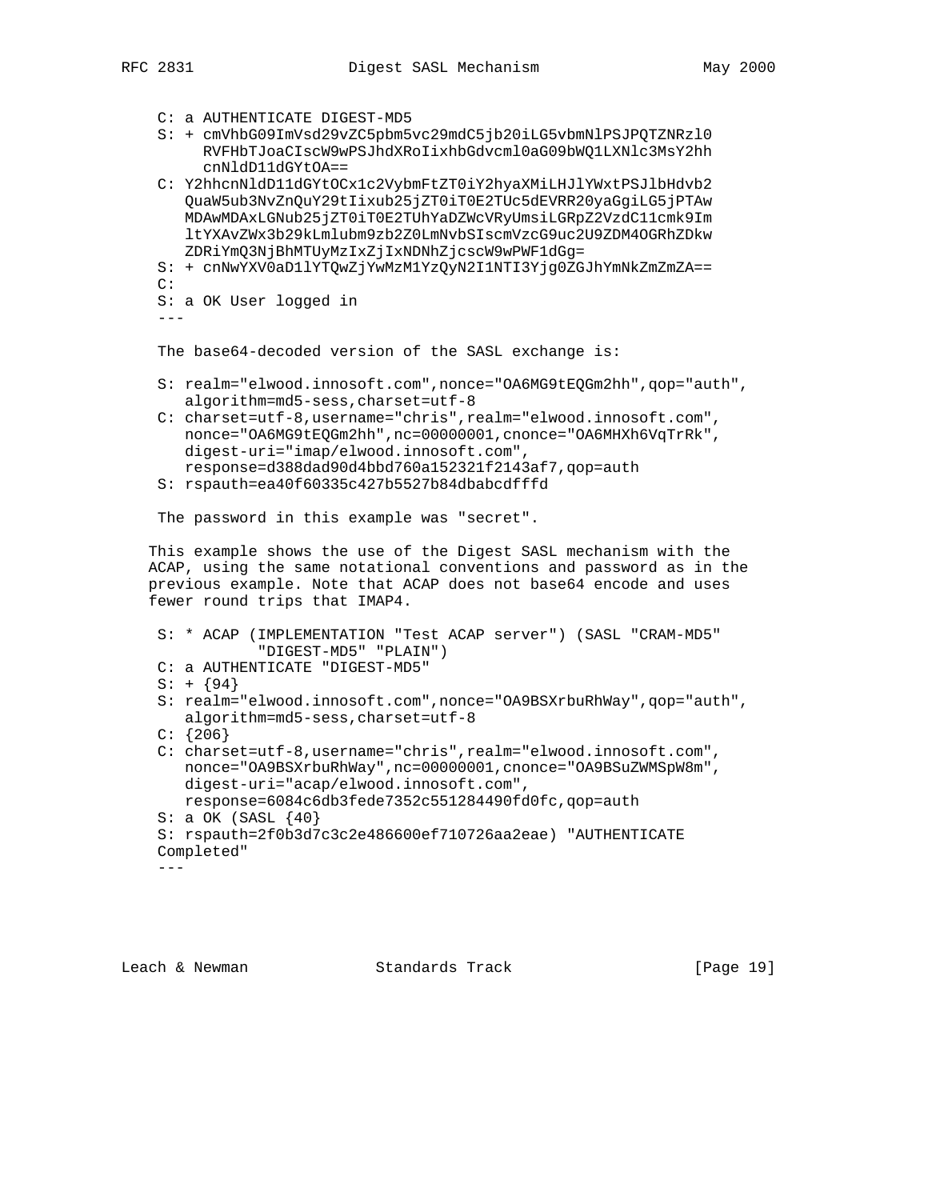```
C: a AUTHENTICATE DIGEST-MD5
S: + cmVhbG09ImVsd29vZC5pbm5vc29mdC5jb20iLG5vbmNlPSJPQTZNRzl0
     RVFHbTJoaCIscW9wPSJhdXRoIixhbGdvcml0aG09bWQ1LXNlc3MsY2hh
     cnNldD11dGYtOA==
C: Y2hhcnNldD11dGYtOCx1c2VybmFtZT0iY2hyaXMiLHJlYWxtPSJlbHdvb2
   QuaW5ub3NvZnQuY29tIixub25jZT0iT0E2TUc5dEVRR20yaGgiLG5jPTAw
   MDAwMDAxLGNub25jZT0iT0E2TUhYaDZWcVRyUmsiLGRpZ2VzdC11cmk9Im
   ltYXAvZWx3b29kLmlubm9zb2Z0LmNvbSIscmVzcG9uc2U9ZDM4OGRhZDkw
   ZDRiYmQ3NjBhMTUyMzIxZjIxNDNhZjcscW9wPWF1dGg=
S: + cnNwYXV0aD1lYTQwZjYwMzM1YzQyN2I1NTI3Yjg0ZGJhYmNkZmZmZA==
C:
S: a OK User logged in
---
```

The base64-decoded version of the SASL exchange is:

```
S: realm="elwood.innosoft.com",nonce="OA6MG9tEQGm2hh",qop="auth",
   algorithm=md5-sess,charset=utf-8
C: charset=utf-8,username="chris",realm="elwood.innosoft.com",
   nonce="OA6MG9tEQGm2hh",nc=00000001,cnonce="OA6MHXh6VqTrRk",
   digest-uri="imap/elwood.innosoft.com",
   response=d388dad90d4bbd760a152321f2143af7,qop=auth
S: rspauth=ea40f60335c427b5527b84dbabcdfffd
```

The password in this example was "secret".

This example shows the use of the Digest SASL mechanism with the ACAP, using the same notational conventions and password as in the previous example. Note that ACAP does not base64 encode and uses fewer round trips that IMAP4.

```
S: * ACAP (IMPLEMENTATION "Test ACAP server") (SASL "CRAM-MD5"
          "DIGEST-MD5" "PLAIN")
C: a AUTHENTICATE "DIGEST-MD5"
S: + {94}
S: realm="elwood.innosoft.com",nonce="OA9BSXrbuRhWay",qop="auth",
   algorithm=md5-sess,charset=utf-8
C: {206}
C: charset=utf-8,username="chris",realm="elwood.innosoft.com",
   nonce="OA9BSXrbuRhWay",nc=00000001,cnonce="OA9BSuZWMSpW8m",
   digest-uri="acap/elwood.innosoft.com",
   response=6084c6db3fede7352c551284490fd0fc,qop=auth
S: a OK (SASL {40}
S: rspauth=2f0b3d7c3c2e486600ef710726aa2eae) "AUTHENTICATE
Completed"
---
```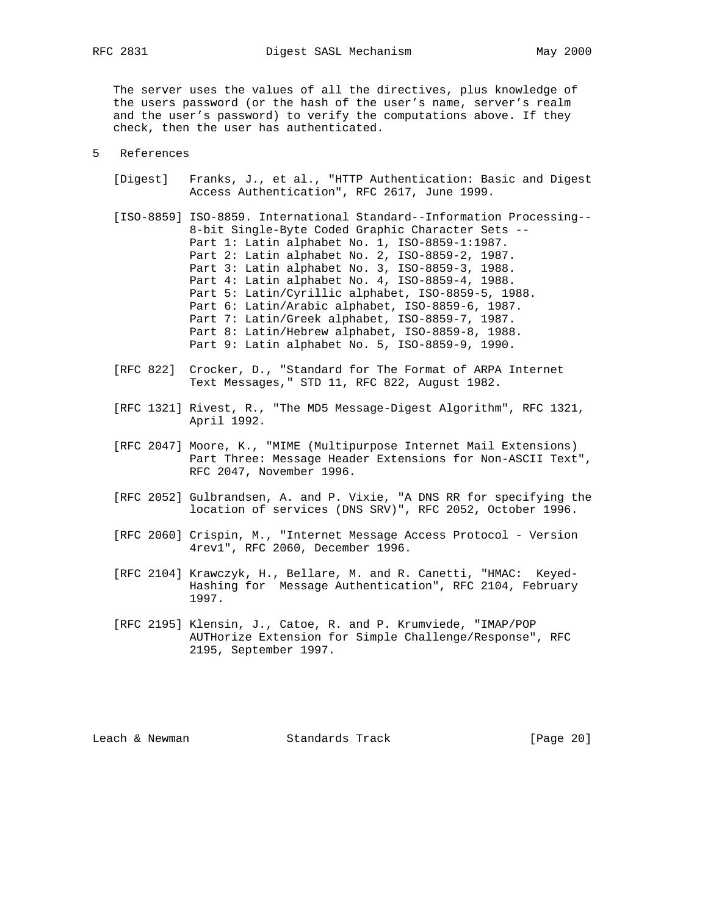The server uses the values of all the directives, plus knowledge of the users password (or the hash of the user's name, server's realm and the user's password) to verify the computations above. If they check, then the user has authenticated.

## 5 References

[Digest] Franks, J., et al., "HTTP Authentication: Basic and Digest Access Authentication", RFC 2617, June 1999.

[ISO-8859] ISO-8859. International Standard--Information Processing-- 8-bit Single-Byte Coded Graphic Character Sets --
Part 1: Latin alphabet No. 1, ISO-8859-1:1987.
Part 2: Latin alphabet No. 2, ISO-8859-2, 1987.
Part 3: Latin alphabet No. 3, ISO-8859-3, 1988.
Part 4: Latin alphabet No. 4, ISO-8859-4, 1988.
Part 5: Latin/Cyrillic alphabet, ISO-8859-5, 1988.
Part 6: Latin/Arabic alphabet, ISO-8859-6, 1987.
Part 7: Latin/Greek alphabet, ISO-8859-7, 1987.
Part 8: Latin/Hebrew alphabet, ISO-8859-8, 1988.
Part 9: Latin alphabet No. 5, ISO-8859-9, 1990.

[RFC 822] Crocker, D., "Standard for The Format of ARPA Internet Text Messages," STD 11, RFC 822, August 1982.

[RFC 1321] Rivest, R., "The MD5 Message-Digest Algorithm", RFC 1321, April 1992.

[RFC 2047] Moore, K., "MIME (Multipurpose Internet Mail Extensions) Part Three: Message Header Extensions for Non-ASCII Text", RFC 2047, November 1996.

[RFC 2052] Gulbrandsen, A. and P. Vixie, "A DNS RR for specifying the location of services (DNS SRV)", RFC 2052, October 1996.

[RFC 2060] Crispin, M., "Internet Message Access Protocol - Version 4rev1", RFC 2060, December 1996.

[RFC 2104] Krawczyk, H., Bellare, M. and R. Canetti, "HMAC: Keyed-Hashing for Message Authentication", RFC 2104, February 1997.

[RFC 2195] Klensin, J., Catoe, R. and P. Krumviede, "IMAP/POP AUTHorize Extension for Simple Challenge/Response", RFC 2195, September 1997.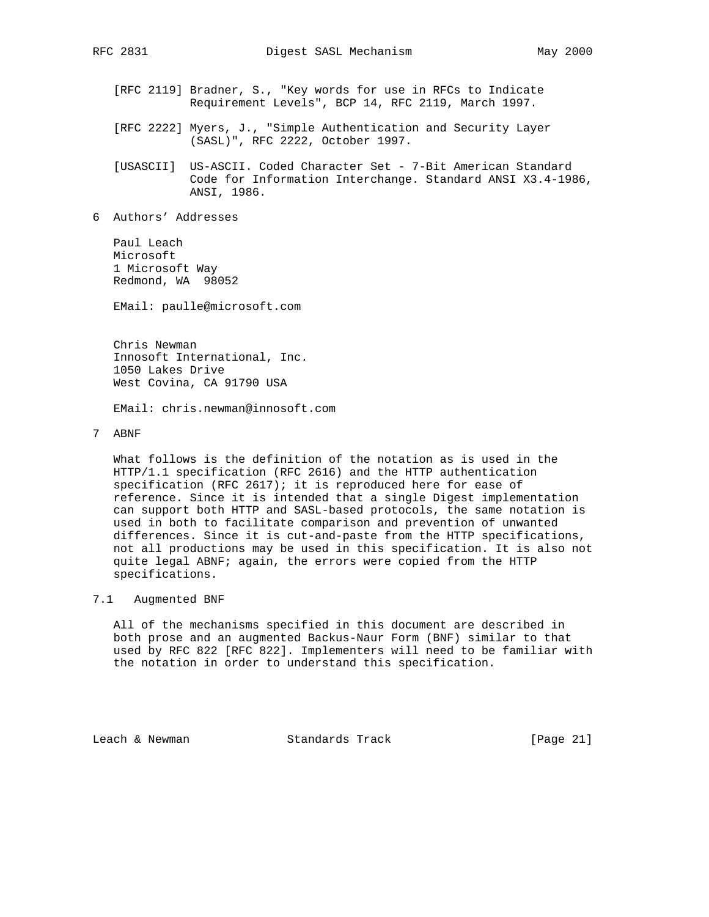[RFC 2119] Bradner, S., "Key words for use in RFCs to Indicate Requirement Levels", BCP 14, RFC 2119, March 1997.

[RFC 2222] Myers, J., "Simple Authentication and Security Layer (SASL)", RFC 2222, October 1997.

[USASCII] US-ASCII. Coded Character Set - 7-Bit American Standard Code for Information Interchange. Standard ANSI X3.4-1986, ANSI, 1986.

# 6 Authors' Addresses

Paul Leach
Microsoft
1 Microsoft Way
Redmond, WA 98052

EMail: paulle@microsoft.com

Chris Newman
Innosoft International, Inc.
1050 Lakes Drive
West Covina, CA 91790 USA

EMail: chris.newman@innosoft.com

# 7 ABNF

What follows is the definition of the notation as is used in the HTTP/1.1 specification (RFC 2616) and the HTTP authentication specification (RFC 2617); it is reproduced here for ease of reference. Since it is intended that a single Digest implementation can support both HTTP and SASL-based protocols, the same notation is used in both to facilitate comparison and prevention of unwanted differences. Since it is cut-and-paste from the HTTP specifications, not all productions may be used in this specification. It is also not quite legal ABNF; again, the errors were copied from the HTTP specifications.

## 7.1 Augmented BNF

All of the mechanisms specified in this document are described in both prose and an augmented Backus-Naur Form (BNF) similar to that used by RFC 822 [RFC 822]. Implementers will need to be familiar with the notation in order to understand this specification.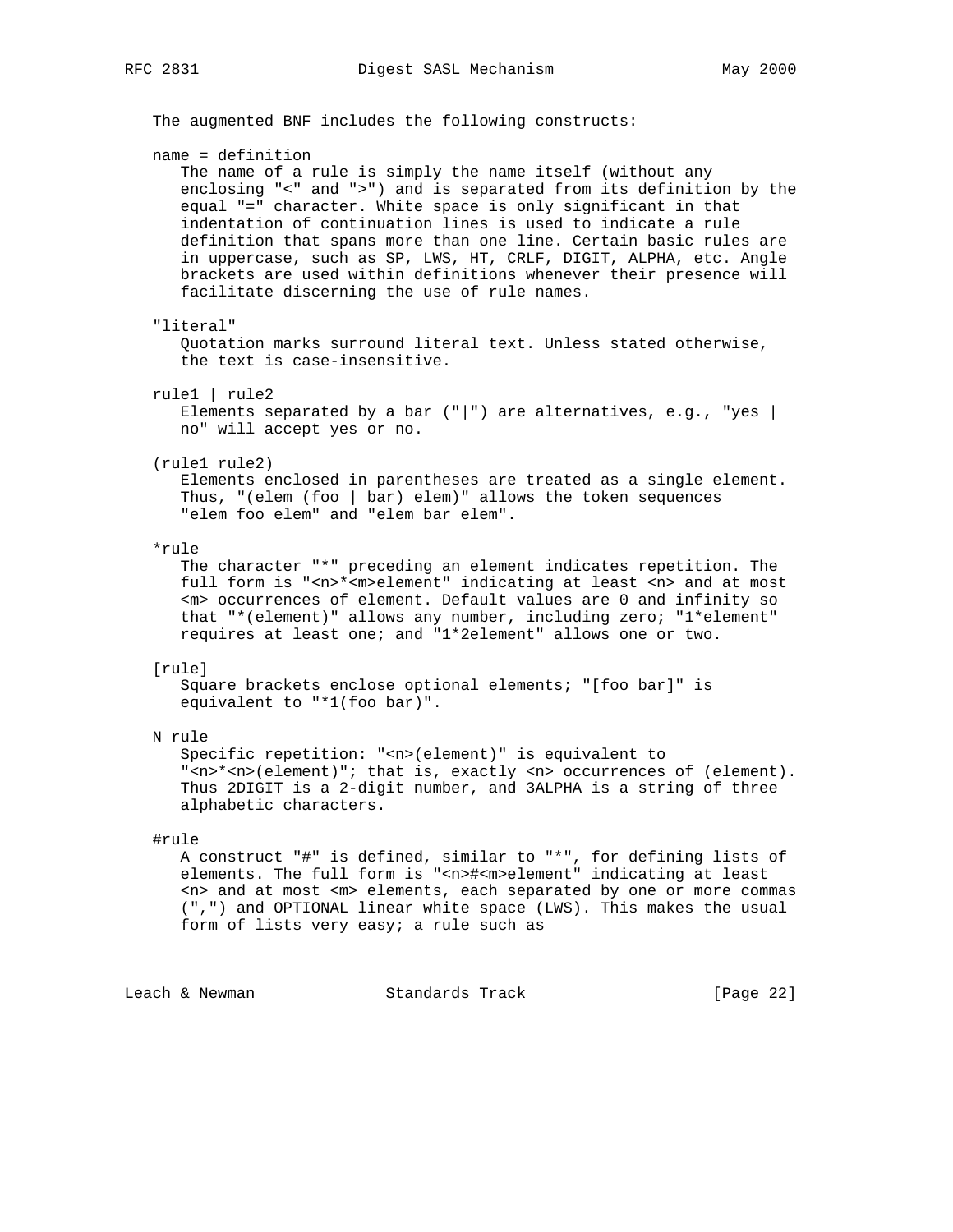The augmented BNF includes the following constructs:

name = definition

The name of a rule is simply the name itself (without any enclosing "<" and ">") and is separated from its definition by the equal "=" character. White space is only significant in that indentation of continuation lines is used to indicate a rule definition that spans more than one line. Certain basic rules are in uppercase, such as SP, LWS, HT, CRLF, DIGIT, ALPHA, etc. Angle brackets are used within definitions whenever their presence will facilitate discerning the use of rule names.

"literal"

Quotation marks surround literal text. Unless stated otherwise, the text is case-insensitive.

rule1 | rule2

Elements separated by a bar ("|") are alternatives, e.g., "yes | no" will accept yes or no.

(rule1 rule2)

Elements enclosed in parentheses are treated as a single element. Thus, "(elem (foo | bar) elem)" allows the token sequences "elem foo elem" and "elem bar elem".

*rule

The character "*" preceding an element indicates repetition. The full form is "<n>*<m>element" indicating at least <n> and at most <m> occurrences of element. Default values are 0 and infinity so that "*(element)" allows any number, including zero; "1*element" requires at least one; and "1*2element" allows one or two.

[rule]

Square brackets enclose optional elements; "[foo bar]" is equivalent to "*1(foo bar)".

N rule

Specific repetition: "<n>(element)" is equivalent to "<n>*<n>(element)"; that is, exactly <n> occurrences of (element). Thus 2DIGIT is a 2-digit number, and 3ALPHA is a string of three alphabetic characters.

#rule

A construct "#" is defined, similar to "*", for defining lists of elements. The full form is "<n>#<m>element" indicating at least <n> and at most <m> elements, each separated by one or more commas (",") and OPTIONAL linear white space (LWS). This makes the usual form of lists very easy; a rule such as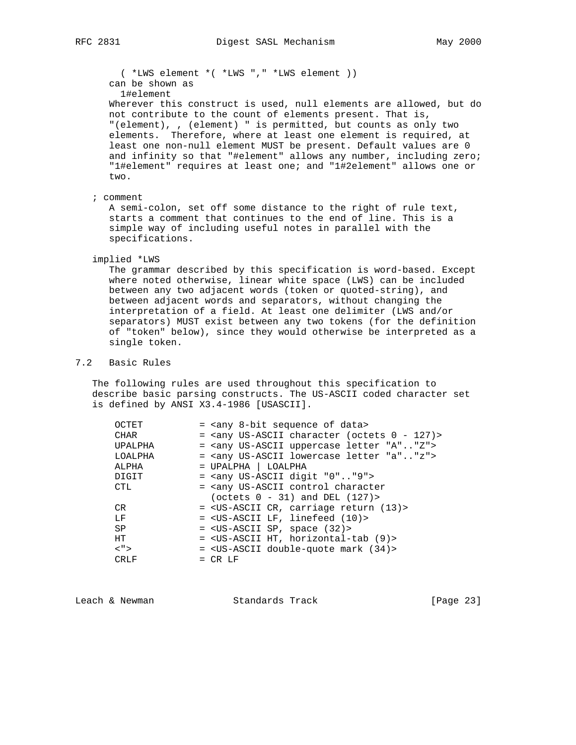```
( *LWS element *( *LWS "," *LWS element ))
```

can be shown as

```
1#element
```

Wherever this construct is used, null elements are allowed, but do not contribute to the count of elements present. That is, "(element), , (element) " is permitted, but counts as only two elements. Therefore, where at least one element is required, at least one non-null element MUST be present. Default values are 0 and infinity so that "#element" allows any number, including zero; "1#element" requires at least one; and "1#2element" allows one or two.

; comment

A semi-colon, set off some distance to the right of rule text, starts a comment that continues to the end of line. This is a simple way of including useful notes in parallel with the specifications.

implied *LWS

The grammar described by this specification is word-based. Except where noted otherwise, linear white space (LWS) can be included between any two adjacent words (token or quoted-string), and between adjacent words and separators, without changing the interpretation of a field. At least one delimiter (LWS and/or separators) MUST exist between any two tokens (for the definition of "token" below), since they would otherwise be interpreted as a single token.

## 7.2 Basic Rules

The following rules are used throughout this specification to describe basic parsing constructs. The US-ASCII coded character set is defined by ANSI X3.4-1986 [USASCII].

```
OCTET          = <any 8-bit sequence of data>
CHAR           = <any US-ASCII character (octets 0 - 127)>
UPALPHA        = <any US-ASCII uppercase letter "A".."Z">
LOALPHA        = <any US-ASCII lowercase letter "a".."z">
ALPHA          = UPALPHA | LOALPHA
DIGIT          = <any US-ASCII digit "0".."9">
CTL            = <any US-ASCII control character
                 (octets 0 - 31) and DEL (127)>
CR             = <US-ASCII CR, carriage return (13)>
LF             = <US-ASCII LF, linefeed (10)>
SP             = <US-ASCII SP, space (32)>
HT             = <US-ASCII HT, horizontal-tab (9)>
<">            = <US-ASCII double-quote mark (34)>
CRLF           = CR LF
```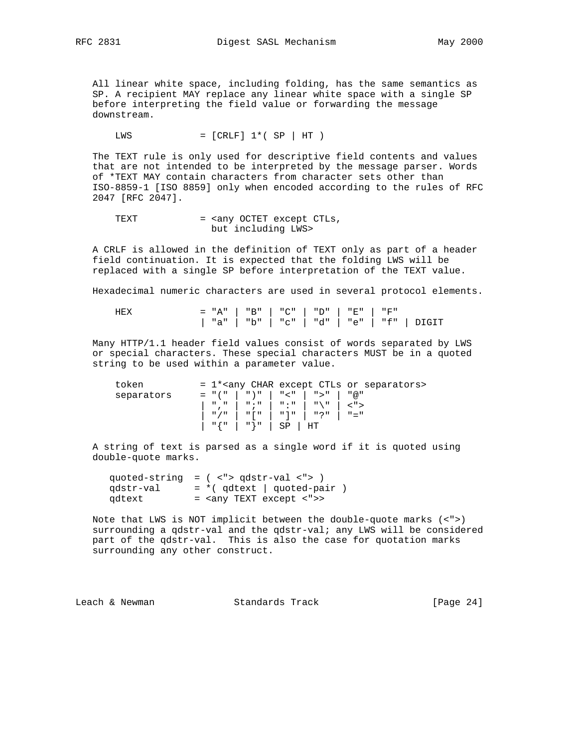All linear white space, including folding, has the same semantics as SP. A recipient MAY replace any linear white space with a single SP before interpreting the field value or forwarding the message downstream.

```
    LWS            = [CRLF] 1*( SP | HT )
```

The TEXT rule is only used for descriptive field contents and values that are not intended to be interpreted by the message parser. Words of *TEXT MAY contain characters from character sets other than ISO-8859-1 [ISO 8859] only when encoded according to the rules of RFC 2047 [RFC 2047].

```
    TEXT           = <any OCTET except CTLs,
                     but including LWS>
```

A CRLF is allowed in the definition of TEXT only as part of a header field continuation. It is expected that the folding LWS will be replaced with a single SP before interpretation of the TEXT value.

Hexadecimal numeric characters are used in several protocol elements.

```
    HEX            = "A" | "B" | "C" | "D" | "E" | "F"
                   | "a" | "b" | "c" | "d" | "e" | "f" | DIGIT
```

Many HTTP/1.1 header field values consist of words separated by LWS or special characters. These special characters MUST be in a quoted string to be used within a parameter value.

```
    token          = 1*<any CHAR except CTLs or separators>
    separators     = "(" | ")" | "<" | ">" | "@"
                   | "," | ";" | ":" | "\" | <">
                   | "/" | "[" | "]" | "?" | "="
                   | "{" | "}" | SP | HT
```

A string of text is parsed as a single word if it is quoted using double-quote marks.

```
   quoted-string  = ( <"> qdstr-val <"> )
   qdstr-val      = *( qdtext | quoted-pair )
   qdtext         = <any TEXT except <">>
```

Note that LWS is NOT implicit between the double-quote marks (<">) surrounding a qdstr-val and the qdstr-val; any LWS will be considered part of the qdstr-val. This is also the case for quotation marks surrounding any other construct.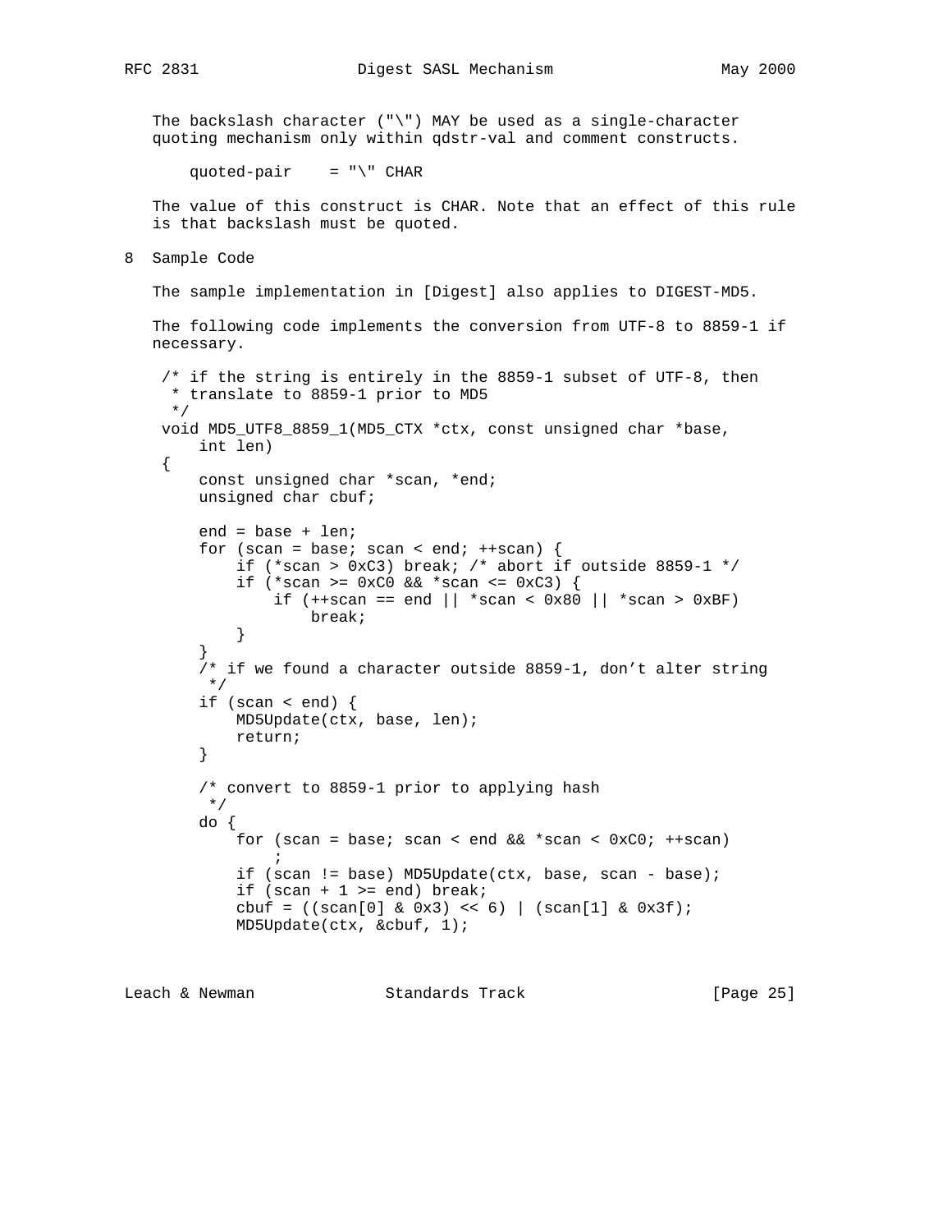The backslash character ("\") MAY be used as a single-character quoting mechanism only within qdstr-val and comment constructs.

```
quoted-pair    = "\" CHAR
```

The value of this construct is CHAR. Note that an effect of this rule is that backslash must be quoted.

# 8 Sample Code

The sample implementation in [Digest] also applies to DIGEST-MD5.

The following code implements the conversion from UTF-8 to 8859-1 if necessary.

```
 /* if the string is entirely in the 8859-1 subset of UTF-8, then
  * translate to 8859-1 prior to MD5
  */
 void MD5_UTF8_8859_1(MD5_CTX *ctx, const unsigned char *base,
     int len)
 {
     const unsigned char *scan, *end;
     unsigned char cbuf;

     end = base + len;
     for (scan = base; scan < end; ++scan) {
         if (*scan > 0xC3) break; /* abort if outside 8859-1 */
         if (*scan >= 0xC0 && *scan <= 0xC3) {
             if (++scan == end || *scan < 0x80 || *scan > 0xBF)
                 break;
         }
     }
     /* if we found a character outside 8859-1, don't alter string
      */
     if (scan < end) {
         MD5Update(ctx, base, len);
         return;
     }

     /* convert to 8859-1 prior to applying hash
      */
     do {
         for (scan = base; scan < end && *scan < 0xC0; ++scan)
             ;
         if (scan != base) MD5Update(ctx, base, scan - base);
         if (scan + 1 >= end) break;
         cbuf = ((scan[0] & 0x3) << 6) | (scan[1] & 0x3f);
         MD5Update(ctx, &cbuf, 1);
```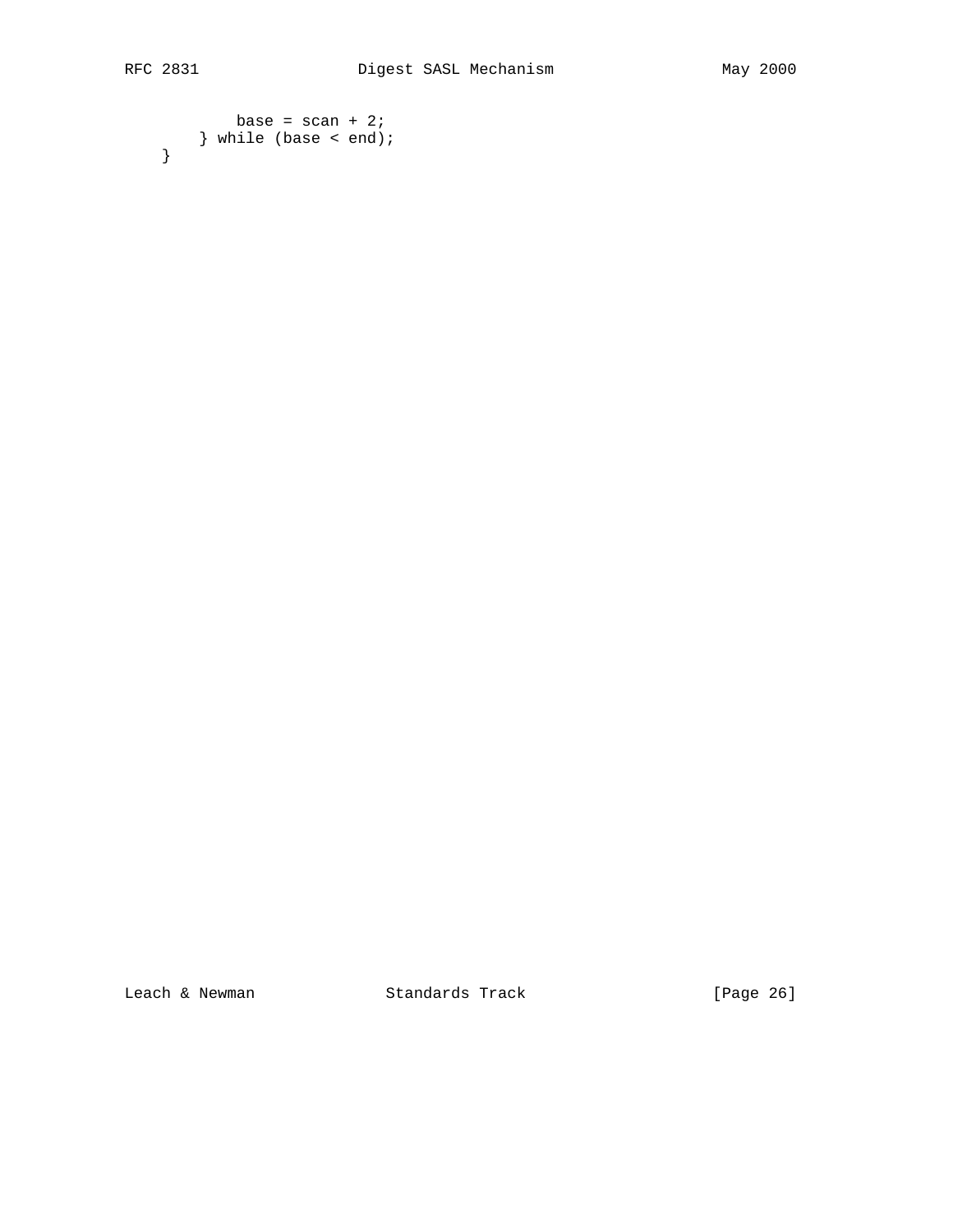```
            base = scan + 2;
        } while (base < end);
    }
```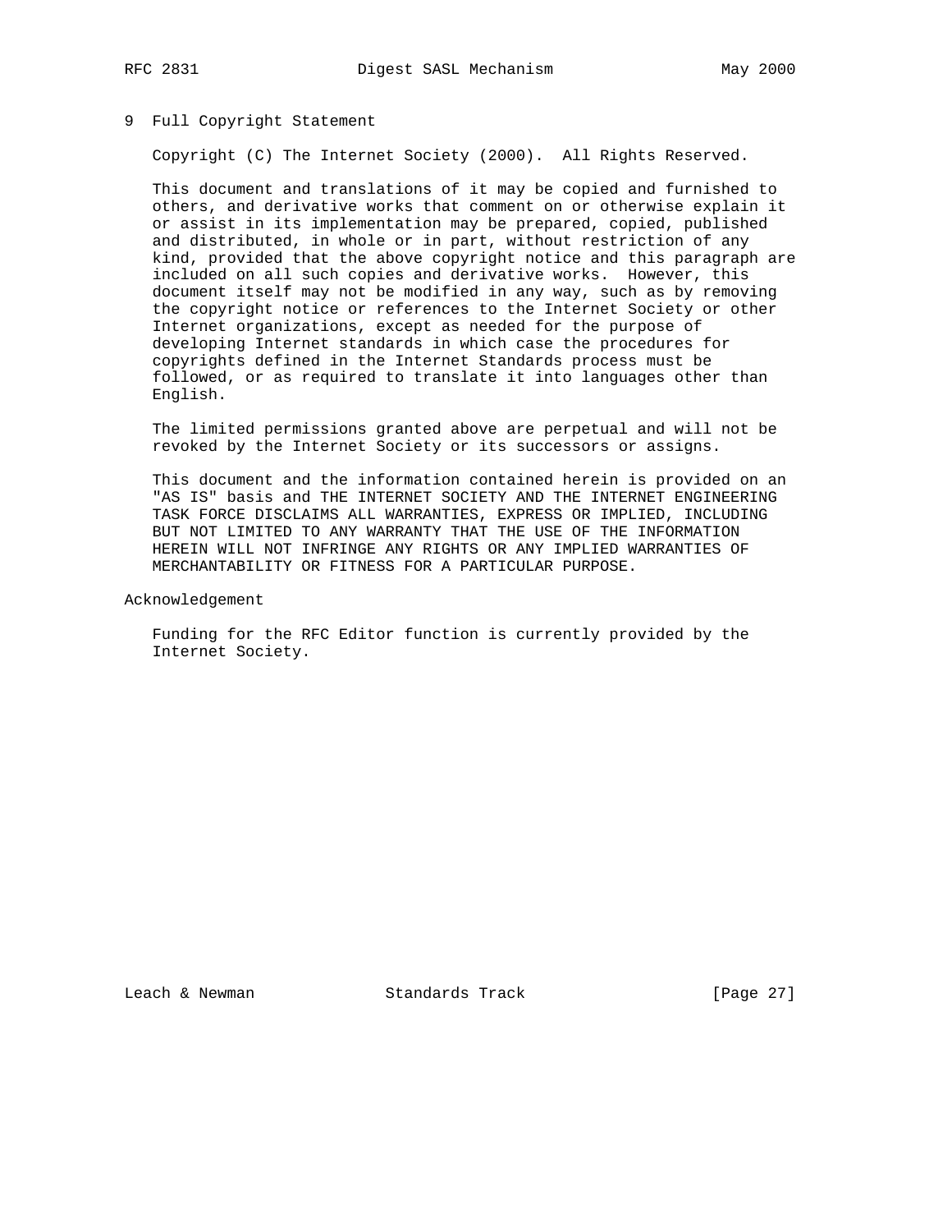## 9 Full Copyright Statement

Copyright (C) The Internet Society (2000). All Rights Reserved.

This document and translations of it may be copied and furnished to others, and derivative works that comment on or otherwise explain it or assist in its implementation may be prepared, copied, published and distributed, in whole or in part, without restriction of any kind, provided that the above copyright notice and this paragraph are included on all such copies and derivative works. However, this document itself may not be modified in any way, such as by removing the copyright notice or references to the Internet Society or other Internet organizations, except as needed for the purpose of developing Internet standards in which case the procedures for copyrights defined in the Internet Standards process must be followed, or as required to translate it into languages other than English.

The limited permissions granted above are perpetual and will not be revoked by the Internet Society or its successors or assigns.

This document and the information contained herein is provided on an "AS IS" basis and THE INTERNET SOCIETY AND THE INTERNET ENGINEERING TASK FORCE DISCLAIMS ALL WARRANTIES, EXPRESS OR IMPLIED, INCLUDING BUT NOT LIMITED TO ANY WARRANTY THAT THE USE OF THE INFORMATION HEREIN WILL NOT INFRINGE ANY RIGHTS OR ANY IMPLIED WARRANTIES OF MERCHANTABILITY OR FITNESS FOR A PARTICULAR PURPOSE.

## Acknowledgement

Funding for the RFC Editor function is currently provided by the Internet Society.